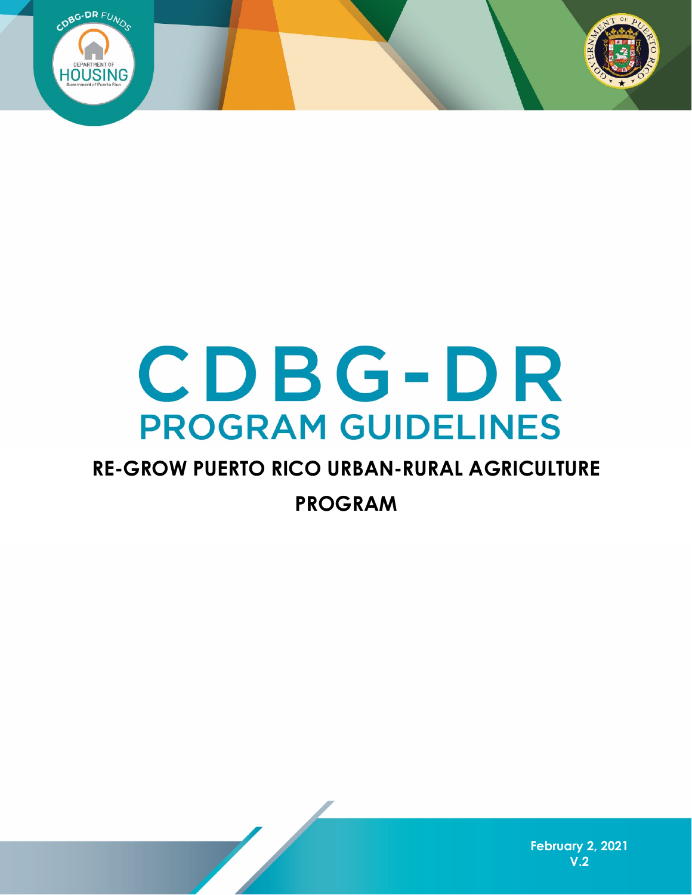# CDBG-DR

## PROGRAM GUIDELINES

**RE-GROW PUERTO RICO URBAN-RURAL AGRICULTURE PROGRAM**

**February 2, 2021**
**V.2**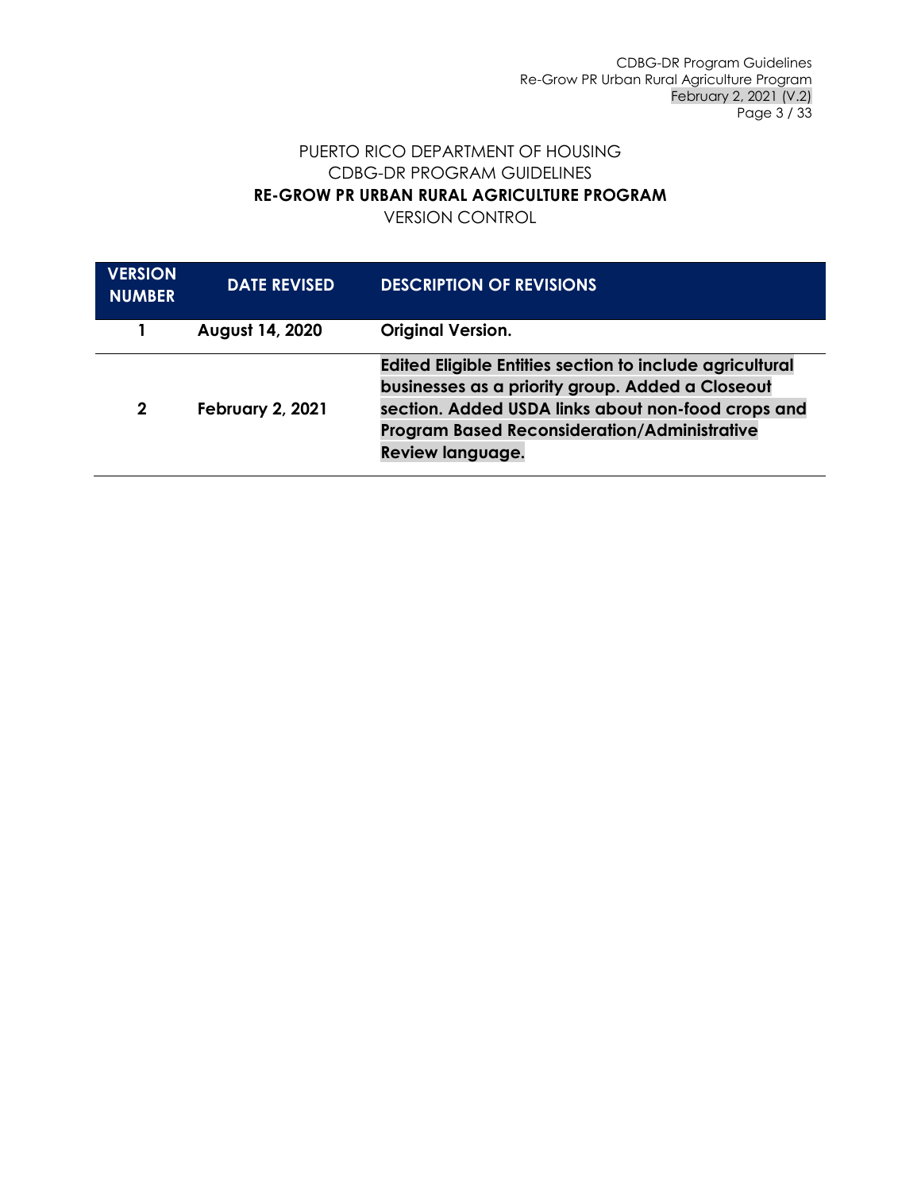PUERTO RICO DEPARTMENT OF HOUSING

CDBG-DR PROGRAM GUIDELINES

**RE-GROW PR URBAN RURAL AGRICULTURE PROGRAM**

VERSION CONTROL

| VERSION NUMBER | DATE REVISED | DESCRIPTION OF REVISIONS |
|---|---|---|
| **1** | **August 14, 2020** | **Original Version.** |
| **2** | **February 2, 2021** | **Edited Eligible Entities section to include agricultural businesses as a priority group. Added a Closeout section. Added USDA links about non-food crops and Program Based Reconsideration/Administrative Review language.** |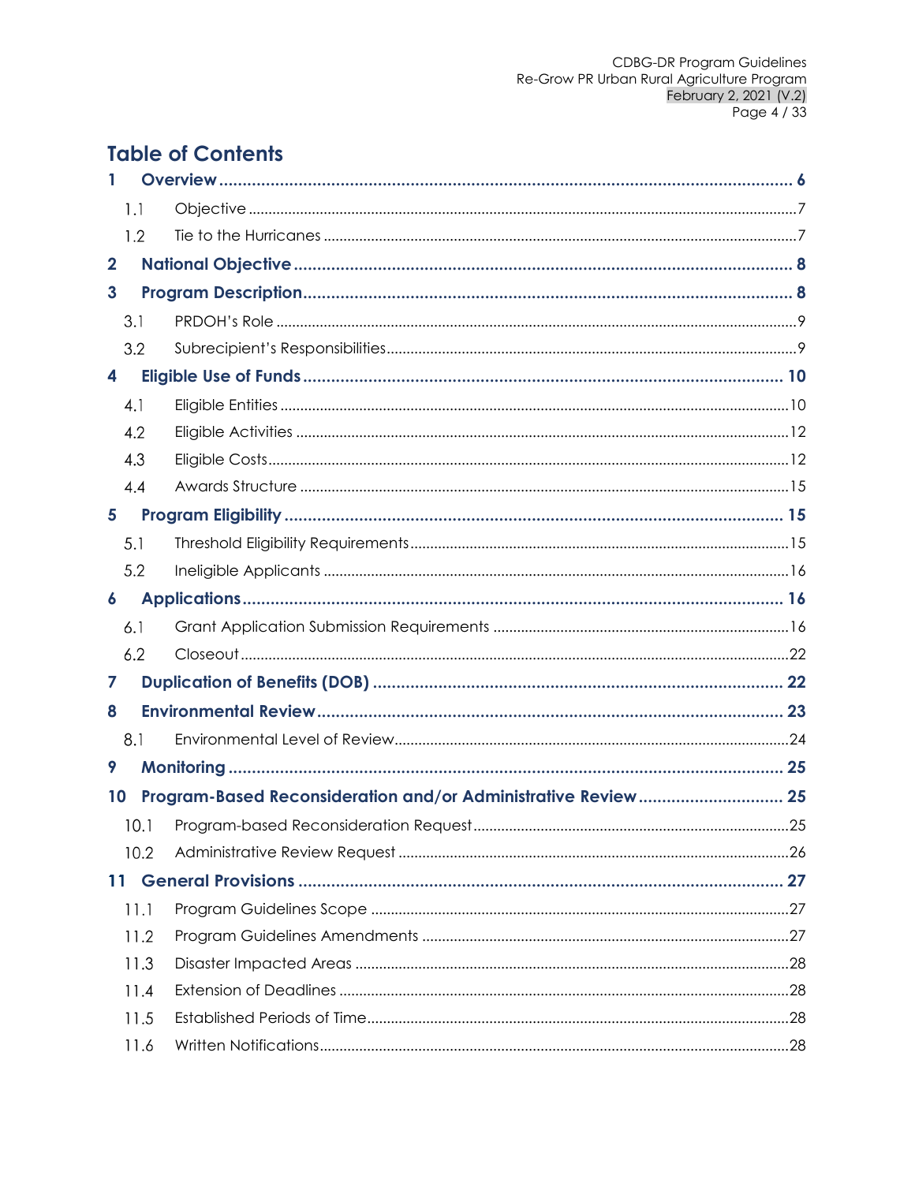# Table of Contents

1 Overview ........................................................................................................................ 6

  1.1 Objective ........................................................................................................................ 7

  1.2 Tie to the Hurricanes ...................................................................................................... 7

2 National Objective ......................................................................................................... 8

3 Program Description ....................................................................................................... 8

  3.1 PRDOH's Role ................................................................................................................. 9

  3.2 Subrecipient's Responsibilities ....................................................................................... 9

4 Eligible Use of Funds ..................................................................................................... 10

  4.1 Eligible Entities .............................................................................................................. 10

  4.2 Eligible Activities .......................................................................................................... 12

  4.3 Eligible Costs ................................................................................................................. 12

  4.4 Awards Structure .......................................................................................................... 15

5 Program Eligibility ......................................................................................................... 15

  5.1 Threshold Eligibility Requirements .............................................................................. 15

  5.2 Ineligible Applicants .................................................................................................... 16

6 Applications .................................................................................................................. 16

  6.1 Grant Application Submission Requirements ........................................................... 16

  6.2 Closeout ........................................................................................................................ 22

7 Duplication of Benefits (DOB) ...................................................................................... 22

8 Environmental Review .................................................................................................. 23

  8.1 Environmental Level of Review .................................................................................. 24

9 Monitoring ..................................................................................................................... 25

10 Program-Based Reconsideration and/or Administrative Review .............................. 25

  10.1 Program-based Reconsideration Request ............................................................... 25

  10.2 Administrative Review Request ................................................................................. 26

11 General Provisions ....................................................................................................... 27

  11.1 Program Guidelines Scope ........................................................................................ 27

  11.2 Program Guidelines Amendments ........................................................................... 27

  11.3 Disaster Impacted Areas ............................................................................................ 28

  11.4 Extension of Deadlines ............................................................................................... 28

  11.5 Established Periods of Time ........................................................................................ 28

  11.6 Written Notifications ................................................................................................... 28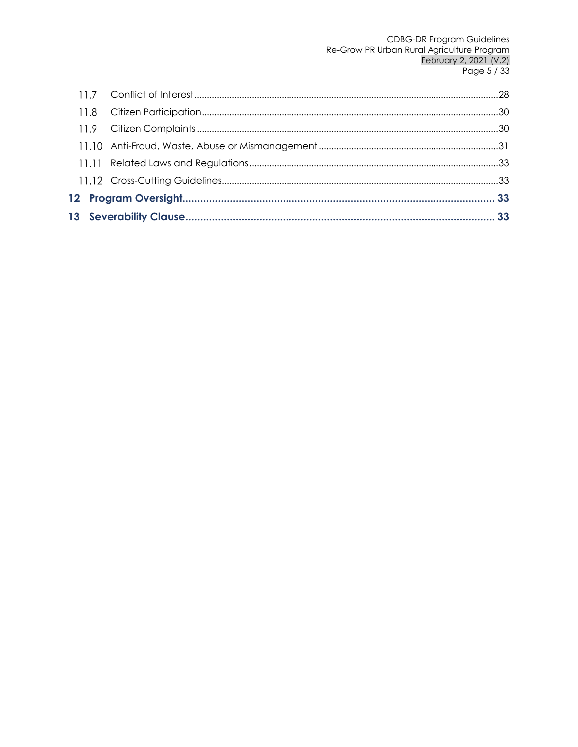11.7 Conflict of Interest ......................................................................................................... 28

11.8 Citizen Participation ......................................................................................................... 30

11.9 Citizen Complaints ......................................................................................................... 30

11.10 Anti-Fraud, Waste, Abuse or Mismanagement ......................................................................... 31

11.11 Related Laws and Regulations ......................................................................................... 33

11.12 Cross-Cutting Guidelines ......................................................................................................... 33

**12 Program Oversight ......................................................................................................... 33**

**13 Severability Clause ......................................................................................................... 33**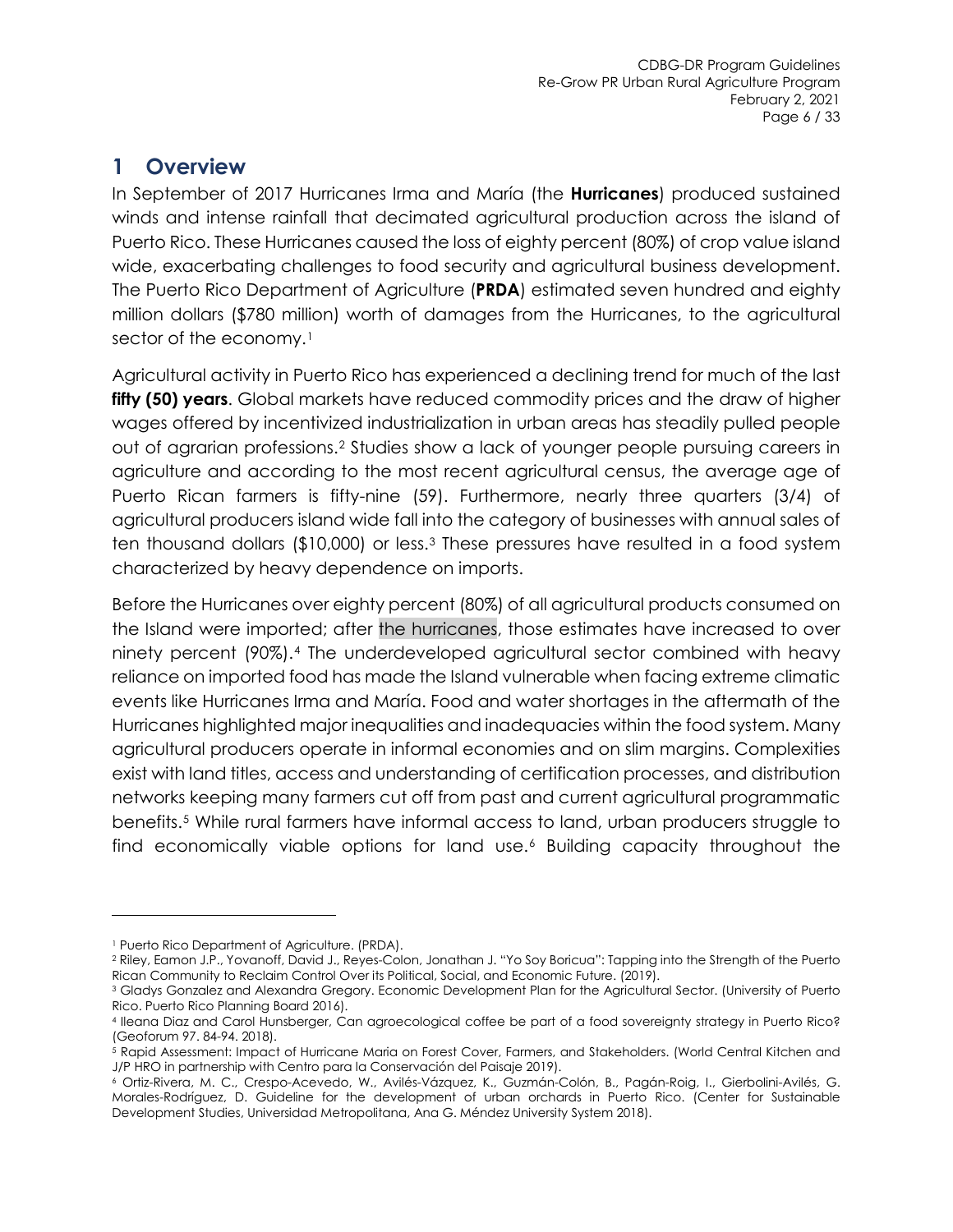# 1 Overview

In September of 2017 Hurricanes Irma and María (the **Hurricanes**) produced sustained winds and intense rainfall that decimated agricultural production across the island of Puerto Rico. These Hurricanes caused the loss of eighty percent (80%) of crop value island wide, exacerbating challenges to food security and agricultural business development. The Puerto Rico Department of Agriculture (**PRDA**) estimated seven hundred and eighty million dollars ($780 million) worth of damages from the Hurricanes, to the agricultural sector of the economy.[1]

Agricultural activity in Puerto Rico has experienced a declining trend for much of the last **fifty (50) years**. Global markets have reduced commodity prices and the draw of higher wages offered by incentivized industrialization in urban areas has steadily pulled people out of agrarian professions.[2] Studies show a lack of younger people pursuing careers in agriculture and according to the most recent agricultural census, the average age of Puerto Rican farmers is fifty-nine (59). Furthermore, nearly three quarters (3/4) of agricultural producers island wide fall into the category of businesses with annual sales of ten thousand dollars ($10,000) or less.[3] These pressures have resulted in a food system characterized by heavy dependence on imports.

Before the Hurricanes over eighty percent (80%) of all agricultural products consumed on the Island were imported; after the hurricanes, those estimates have increased to over ninety percent (90%).[4] The underdeveloped agricultural sector combined with heavy reliance on imported food has made the Island vulnerable when facing extreme climatic events like Hurricanes Irma and María. Food and water shortages in the aftermath of the Hurricanes highlighted major inequalities and inadequacies within the food system. Many agricultural producers operate in informal economies and on slim margins. Complexities exist with land titles, access and understanding of certification processes, and distribution networks keeping many farmers cut off from past and current agricultural programmatic benefits.[5] While rural farmers have informal access to land, urban producers struggle to find economically viable options for land use.[6] Building capacity throughout the

---

[1] Puerto Rico Department of Agriculture. (PRDA).

[2] Riley, Eamon J.P., Yovanoff, David J., Reyes-Colon, Jonathan J. "Yo Soy Boricua": Tapping into the Strength of the Puerto Rican Community to Reclaim Control Over its Political, Social, and Economic Future. (2019).

[3] Gladys Gonzalez and Alexandra Gregory. Economic Development Plan for the Agricultural Sector. (University of Puerto Rico. Puerto Rico Planning Board 2016).

[4] Ileana Diaz and Carol Hunsberger, Can agroecological coffee be part of a food sovereignty strategy in Puerto Rico? (Geoforum 97. 84-94. 2018).

[5] Rapid Assessment: Impact of Hurricane Maria on Forest Cover, Farmers, and Stakeholders. (World Central Kitchen and J/P HRO in partnership with Centro para la Conservación del Paisaje 2019).

[6] Ortiz-Rivera, M. C., Crespo-Acevedo, W., Avilés-Vázquez, K., Guzmán-Colón, B., Pagán-Roig, I., Gierbolini-Avilés, G. Morales-Rodríguez, D. Guideline for the development of urban orchards in Puerto Rico. (Center for Sustainable Development Studies, Universidad Metropolitana, Ana G. Méndez University System 2018).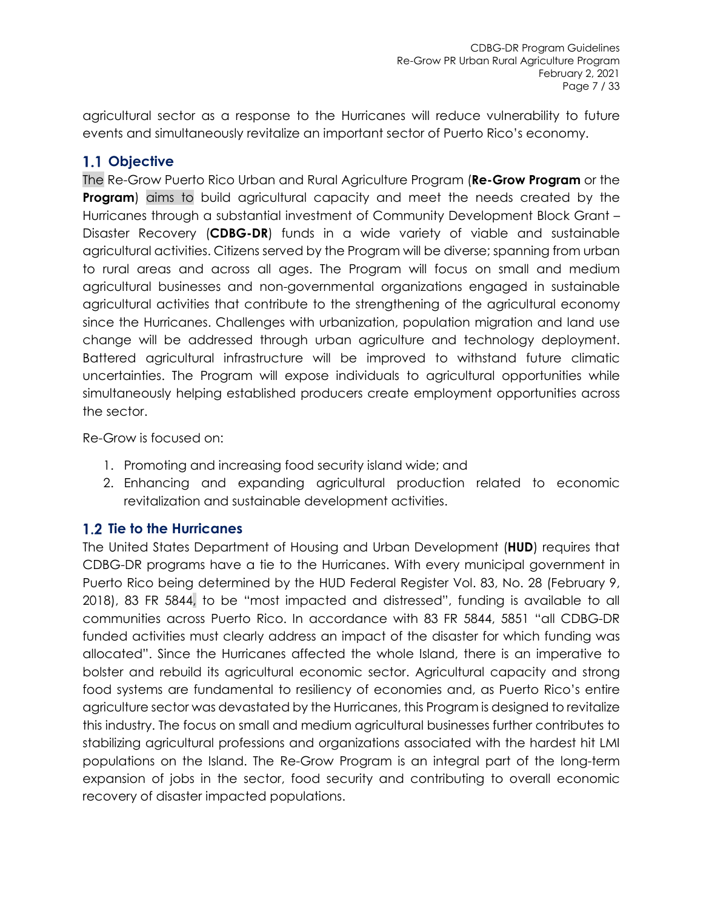agricultural sector as a response to the Hurricanes will reduce vulnerability to future events and simultaneously revitalize an important sector of Puerto Rico's economy.

## 1.1 Objective

The Re-Grow Puerto Rico Urban and Rural Agriculture Program (**Re-Grow Program** or the **Program**) aims to build agricultural capacity and meet the needs created by the Hurricanes through a substantial investment of Community Development Block Grant – Disaster Recovery (**CDBG-DR**) funds in a wide variety of viable and sustainable agricultural activities. Citizens served by the Program will be diverse; spanning from urban to rural areas and across all ages. The Program will focus on small and medium agricultural businesses and non-governmental organizations engaged in sustainable agricultural activities that contribute to the strengthening of the agricultural economy since the Hurricanes. Challenges with urbanization, population migration and land use change will be addressed through urban agriculture and technology deployment. Battered agricultural infrastructure will be improved to withstand future climatic uncertainties. The Program will expose individuals to agricultural opportunities while simultaneously helping established producers create employment opportunities across the sector.

Re-Grow is focused on:

1. Promoting and increasing food security island wide; and
2. Enhancing and expanding agricultural production related to economic revitalization and sustainable development activities.

## 1.2 Tie to the Hurricanes

The United States Department of Housing and Urban Development (**HUD**) requires that CDBG-DR programs have a tie to the Hurricanes. With every municipal government in Puerto Rico being determined by the HUD Federal Register Vol. 83, No. 28 (February 9, 2018), 83 FR 5844, to be "most impacted and distressed", funding is available to all communities across Puerto Rico. In accordance with 83 FR 5844, 5851 "all CDBG-DR funded activities must clearly address an impact of the disaster for which funding was allocated". Since the Hurricanes affected the whole Island, there is an imperative to bolster and rebuild its agricultural economic sector. Agricultural capacity and strong food systems are fundamental to resiliency of economies and, as Puerto Rico's entire agriculture sector was devastated by the Hurricanes, this Program is designed to revitalize this industry. The focus on small and medium agricultural businesses further contributes to stabilizing agricultural professions and organizations associated with the hardest hit LMI populations on the Island. The Re-Grow Program is an integral part of the long-term expansion of jobs in the sector, food security and contributing to overall economic recovery of disaster impacted populations.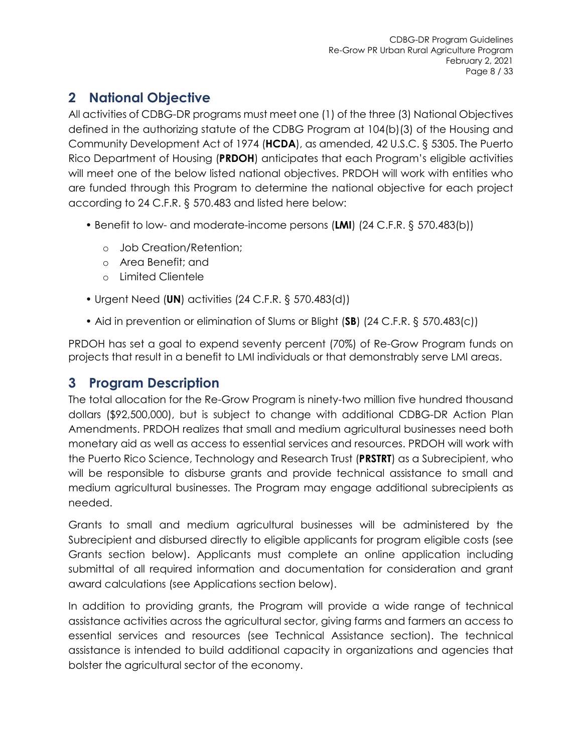## 2 National Objective

All activities of CDBG-DR programs must meet one (1) of the three (3) National Objectives defined in the authorizing statute of the CDBG Program at 104(b)(3) of the Housing and Community Development Act of 1974 (**HCDA**), as amended, 42 U.S.C. § 5305. The Puerto Rico Department of Housing (**PRDOH**) anticipates that each Program's eligible activities will meet one of the below listed national objectives. PRDOH will work with entities who are funded through this Program to determine the national objective for each project according to 24 C.F.R. § 570.483 and listed here below:

- Benefit to low- and moderate-income persons (**LMI**) (24 C.F.R. § 570.483(b))
  - Job Creation/Retention;
  - Area Benefit; and
  - Limited Clientele
- Urgent Need (**UN**) activities (24 C.F.R. § 570.483(d))
- Aid in prevention or elimination of Slums or Blight (**SB**) (24 C.F.R. § 570.483(c))

PRDOH has set a goal to expend seventy percent (70%) of Re-Grow Program funds on projects that result in a benefit to LMI individuals or that demonstrably serve LMI areas.

## 3 Program Description

The total allocation for the Re-Grow Program is ninety-two million five hundred thousand dollars ($92,500,000), but is subject to change with additional CDBG-DR Action Plan Amendments. PRDOH realizes that small and medium agricultural businesses need both monetary aid as well as access to essential services and resources. PRDOH will work with the Puerto Rico Science, Technology and Research Trust (**PRSTRT**) as a Subrecipient, who will be responsible to disburse grants and provide technical assistance to small and medium agricultural businesses. The Program may engage additional subrecipients as needed.

Grants to small and medium agricultural businesses will be administered by the Subrecipient and disbursed directly to eligible applicants for program eligible costs (see Grants section below). Applicants must complete an online application including submittal of all required information and documentation for consideration and grant award calculations (see Applications section below).

In addition to providing grants, the Program will provide a wide range of technical assistance activities across the agricultural sector, giving farms and farmers an access to essential services and resources (see Technical Assistance section). The technical assistance is intended to build additional capacity in organizations and agencies that bolster the agricultural sector of the economy.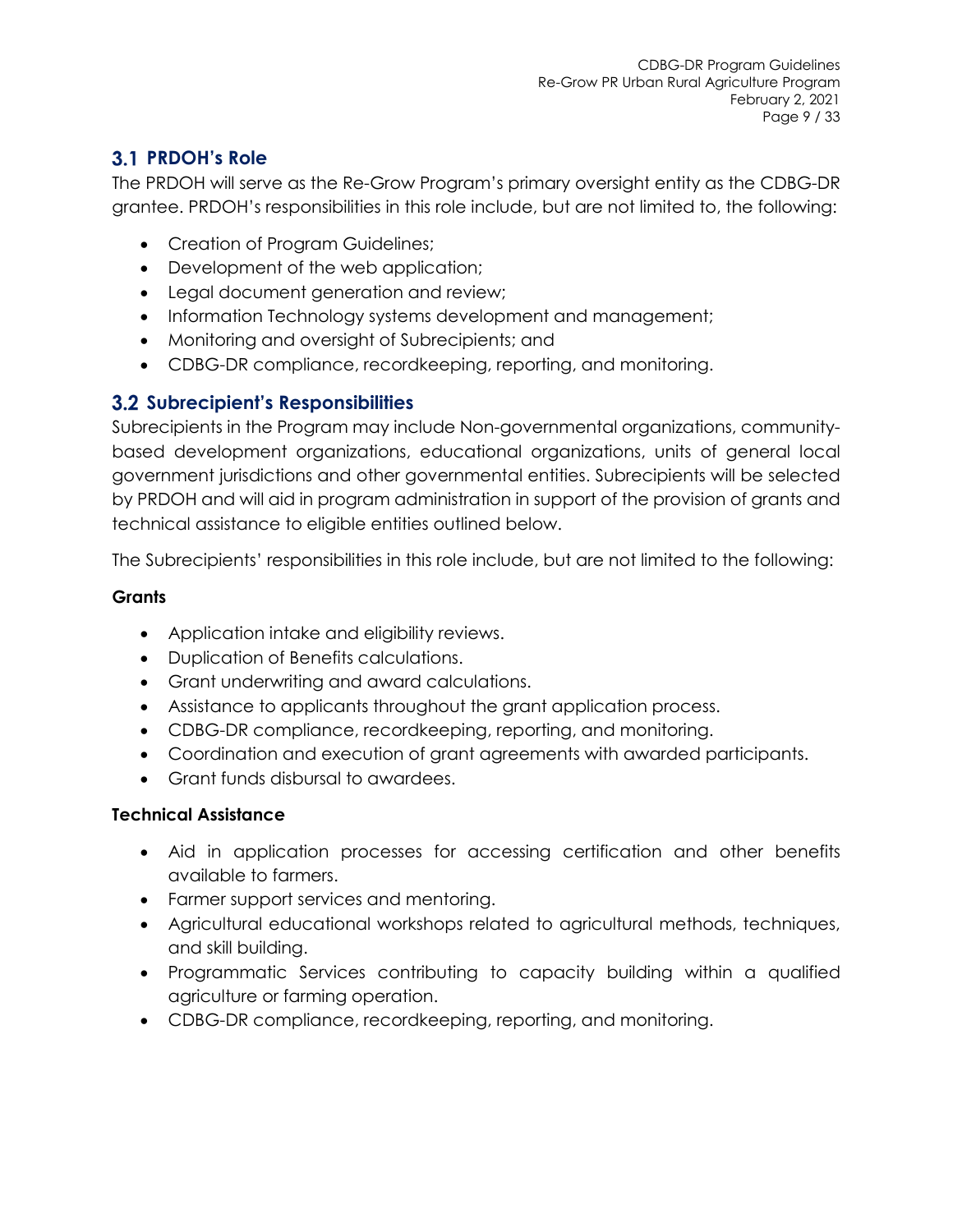## 3.1 PRDOH's Role

The PRDOH will serve as the Re-Grow Program's primary oversight entity as the CDBG-DR grantee. PRDOH's responsibilities in this role include, but are not limited to, the following:

- Creation of Program Guidelines;
- Development of the web application;
- Legal document generation and review;
- Information Technology systems development and management;
- Monitoring and oversight of Subrecipients; and
- CDBG-DR compliance, recordkeeping, reporting, and monitoring.

## 3.2 Subrecipient's Responsibilities

Subrecipients in the Program may include Non-governmental organizations, community-based development organizations, educational organizations, units of general local government jurisdictions and other governmental entities. Subrecipients will be selected by PRDOH and will aid in program administration in support of the provision of grants and technical assistance to eligible entities outlined below.

The Subrecipients' responsibilities in this role include, but are not limited to the following:

**Grants**

- Application intake and eligibility reviews.
- Duplication of Benefits calculations.
- Grant underwriting and award calculations.
- Assistance to applicants throughout the grant application process.
- CDBG-DR compliance, recordkeeping, reporting, and monitoring.
- Coordination and execution of grant agreements with awarded participants.
- Grant funds disbursal to awardees.

**Technical Assistance**

- Aid in application processes for accessing certification and other benefits available to farmers.
- Farmer support services and mentoring.
- Agricultural educational workshops related to agricultural methods, techniques, and skill building.
- Programmatic Services contributing to capacity building within a qualified agriculture or farming operation.
- CDBG-DR compliance, recordkeeping, reporting, and monitoring.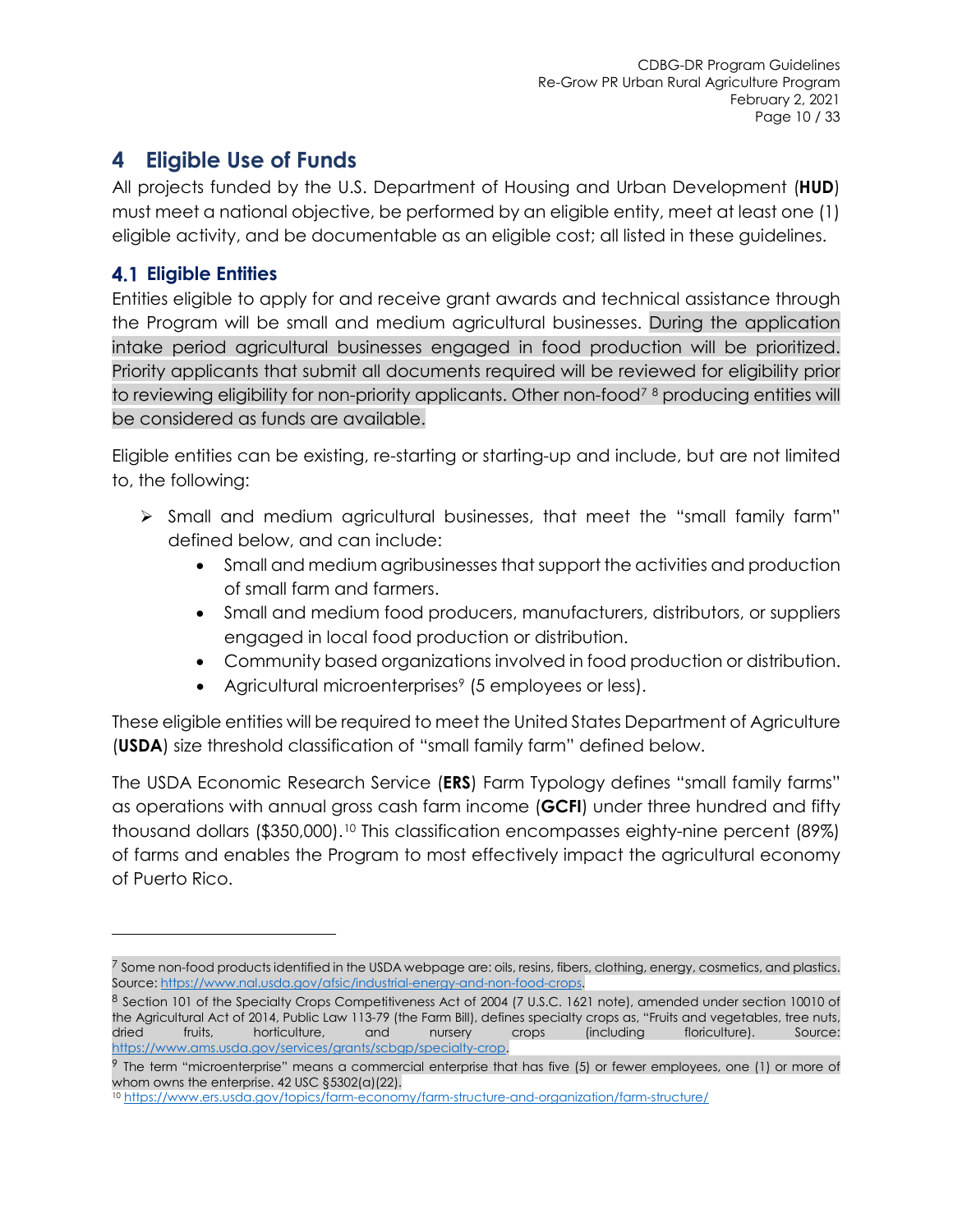# 4 Eligible Use of Funds

All projects funded by the U.S. Department of Housing and Urban Development (**HUD**) must meet a national objective, be performed by an eligible entity, meet at least one (1) eligible activity, and be documentable as an eligible cost; all listed in these guidelines.

## 4.1 Eligible Entities

Entities eligible to apply for and receive grant awards and technical assistance through the Program will be small and medium agricultural businesses. During the application intake period agricultural businesses engaged in food production will be prioritized. Priority applicants that submit all documents required will be reviewed for eligibility prior to reviewing eligibility for non-priority applicants. Other non-food[7] [8] producing entities will be considered as funds are available.

Eligible entities can be existing, re-starting or starting-up and include, but are not limited to, the following:

- Small and medium agricultural businesses, that meet the "small family farm" defined below, and can include:
  - Small and medium agribusinesses that support the activities and production of small farm and farmers.
  - Small and medium food producers, manufacturers, distributors, or suppliers engaged in local food production or distribution.
  - Community based organizations involved in food production or distribution.
  - Agricultural microenterprises[9] (5 employees or less).

These eligible entities will be required to meet the United States Department of Agriculture (**USDA**) size threshold classification of "small family farm" defined below.

The USDA Economic Research Service (**ERS**) Farm Typology defines "small family farms" as operations with annual gross cash farm income (**GCFI**) under three hundred and fifty thousand dollars ($350,000).[10] This classification encompasses eighty-nine percent (89%) of farms and enables the Program to most effectively impact the agricultural economy of Puerto Rico.

---

[7] Some non-food products identified in the USDA webpage are: oils, resins, fibers, clothing, energy, cosmetics, and plastics. Source: https://www.nal.usda.gov/afsic/industrial-energy-and-non-food-crops.

[8] Section 101 of the Specialty Crops Competitiveness Act of 2004 (7 U.S.C. 1621 note), amended under section 10010 of the Agricultural Act of 2014, Public Law 113-79 (the Farm Bill), defines specialty crops as, "Fruits and vegetables, tree nuts, dried fruits, horticulture, and nursery crops (including floriculture). Source: https://www.ams.usda.gov/services/grants/scbgp/specialty-crop.

[9] The term "microenterprise" means a commercial enterprise that has five (5) or fewer employees, one (1) or more of whom owns the enterprise. 42 USC §5302(a)(22).

[10] https://www.ers.usda.gov/topics/farm-economy/farm-structure-and-organization/farm-structure/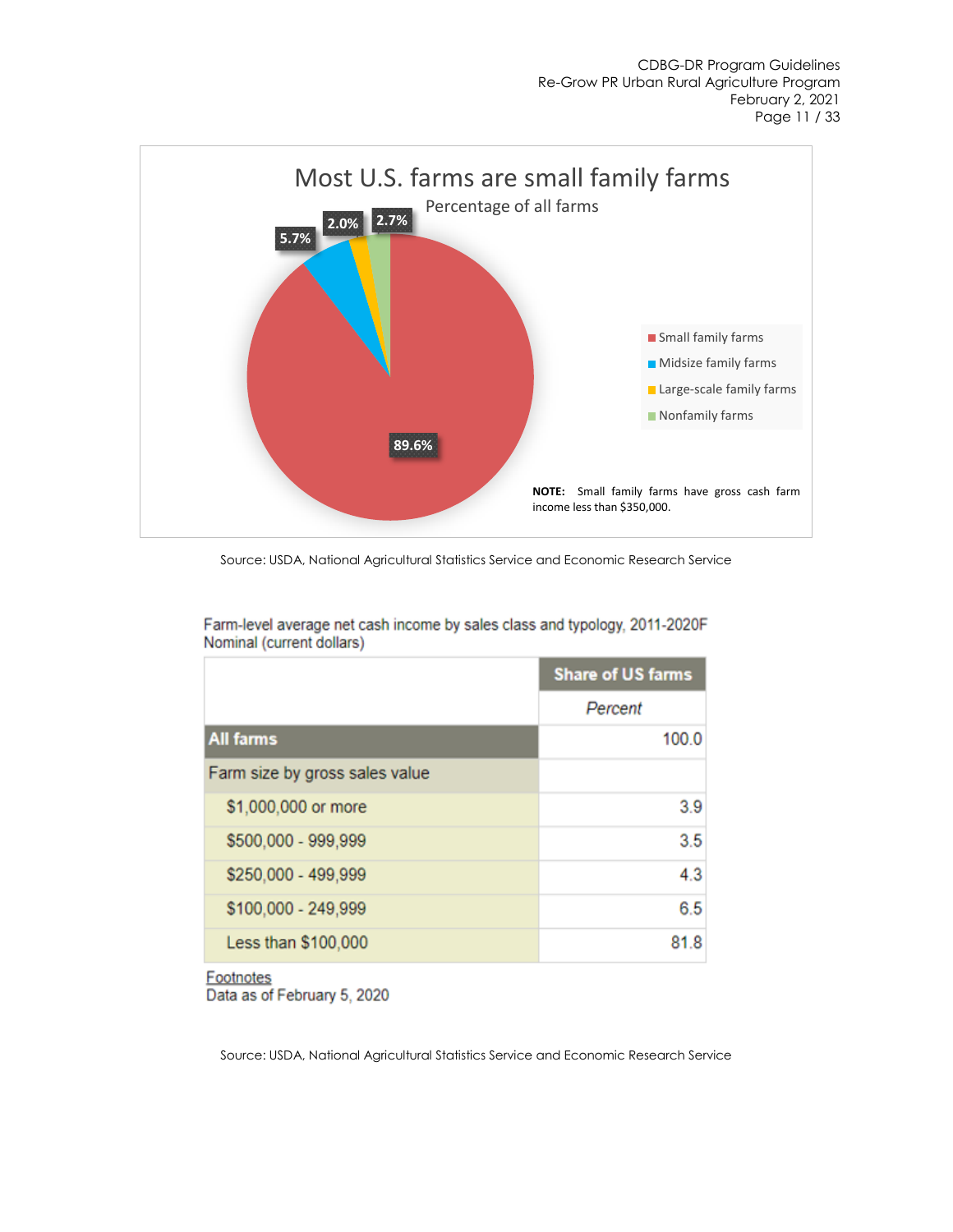**Most U.S. farms are small family farms**

Percentage of all farms

- Small family farms: 89.6%
- Midsize family farms: 5.7%
- Large-scale family farms: 2.0%
- Nonfamily farms: 2.7%

**NOTE:** Small family farms have gross cash farm income less than $350,000.

Source: USDA, National Agricultural Statistics Service and Economic Research Service

Farm-level average net cash income by sales class and typology, 2011-2020F
Nominal (current dollars)

| | Share of US farms |
|---|---|
| | *Percent* |
| **All farms** | 100.0 |
| Farm size by gross sales value | |
| $1,000,000 or more | 3.9 |
| $500,000 - 999,999 | 3.5 |
| $250,000 - 499,999 | 4.3 |
| $100,000 - 249,999 | 6.5 |
| Less than $100,000 | 81.8 |

Footnotes
Data as of February 5, 2020

Source: USDA, National Agricultural Statistics Service and Economic Research Service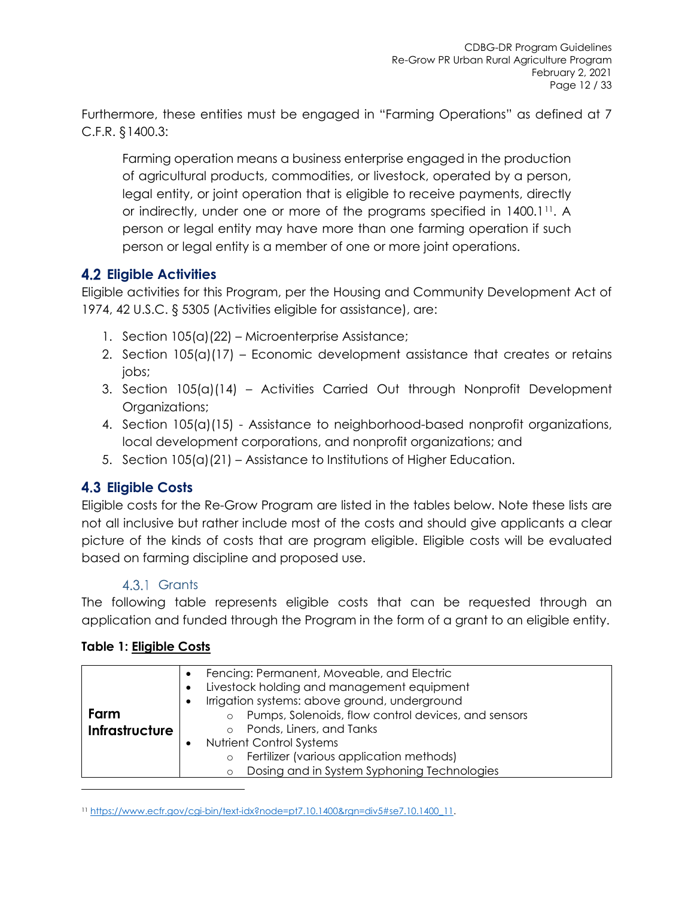Furthermore, these entities must be engaged in "Farming Operations" as defined at 7 C.F.R. §1400.3:

> Farming operation means a business enterprise engaged in the production of agricultural products, commodities, or livestock, operated by a person, legal entity, or joint operation that is eligible to receive payments, directly or indirectly, under one or more of the programs specified in 1400.1[11]. A person or legal entity may have more than one farming operation if such person or legal entity is a member of one or more joint operations.

## 4.2 Eligible Activities

Eligible activities for this Program, per the Housing and Community Development Act of 1974, 42 U.S.C. § 5305 (Activities eligible for assistance), are:

1. Section 105(a)(22) – Microenterprise Assistance;
2. Section 105(a)(17) – Economic development assistance that creates or retains jobs;
3. Section 105(a)(14) – Activities Carried Out through Nonprofit Development Organizations;
4. Section 105(a)(15) - Assistance to neighborhood-based nonprofit organizations, local development corporations, and nonprofit organizations; and
5. Section 105(a)(21) – Assistance to Institutions of Higher Education.

## 4.3 Eligible Costs

Eligible costs for the Re-Grow Program are listed in the tables below. Note these lists are not all inclusive but rather include most of the costs and should give applicants a clear picture of the kinds of costs that are program eligible. Eligible costs will be evaluated based on farming discipline and proposed use.

### 4.3.1 Grants

The following table represents eligible costs that can be requested through an application and funded through the Program in the form of a grant to an eligible entity.

**Table 1: Eligible Costs**

| | |
|---|---|
| **Farm Infrastructure** | • Fencing: Permanent, Moveable, and Electric<br>• Livestock holding and management equipment<br>• Irrigation systems: above ground, underground<br>&nbsp;&nbsp;&nbsp;&nbsp;○ Pumps, Solenoids, flow control devices, and sensors<br>&nbsp;&nbsp;&nbsp;&nbsp;○ Ponds, Liners, and Tanks<br>• Nutrient Control Systems<br>&nbsp;&nbsp;&nbsp;&nbsp;○ Fertilizer (various application methods)<br>&nbsp;&nbsp;&nbsp;&nbsp;○ Dosing and in System Syphoning Technologies |

[11] https://www.ecfr.gov/cgi-bin/text-idx?node=pt7.10.1400&rgn=div5#se7.10.1400_11.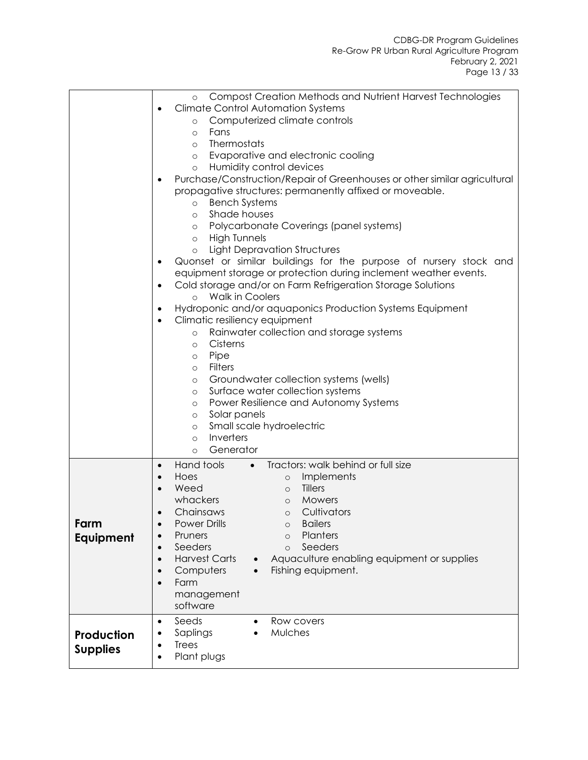| | |
|---|---|
| | ◦ Compost Creation Methods and Nutrient Harvest Technologies<br>• Climate Control Automation Systems<br>◦ Computerized climate controls<br>◦ Fans<br>◦ Thermostats<br>◦ Evaporative and electronic cooling<br>◦ Humidity control devices<br>• Purchase/Construction/Repair of Greenhouses or other similar agricultural propagative structures: permanently affixed or moveable.<br>◦ Bench Systems<br>◦ Shade houses<br>◦ Polycarbonate Coverings (panel systems)<br>◦ High Tunnels<br>◦ Light Depravation Structures<br>• Quonset or similar buildings for the purpose of nursery stock and equipment storage or protection during inclement weather events.<br>• Cold storage and/or on Farm Refrigeration Storage Solutions<br>◦ Walk in Coolers<br>• Hydroponic and/or aquaponics Production Systems Equipment<br>• Climatic resiliency equipment<br>◦ Rainwater collection and storage systems<br>◦ Cisterns<br>◦ Pipe<br>◦ Filters<br>◦ Groundwater collection systems (wells)<br>◦ Surface water collection systems<br>◦ Power Resilience and Autonomy Systems<br>◦ Solar panels<br>◦ Small scale hydroelectric<br>◦ Inverters<br>◦ Generator |
| **Farm Equipment** | • Hand tools<br>• Hoes<br>• Weed whackers<br>• Chainsaws<br>• Power Drills<br>• Pruners<br>• Seeders<br>• Harvest Carts<br>• Computers<br>• Farm management software<br>• Tractors: walk behind or full size<br>◦ Implements<br>◦ Tillers<br>◦ Mowers<br>◦ Cultivators<br>◦ Bailers<br>◦ Planters<br>◦ Seeders<br>• Aquaculture enabling equipment or supplies<br>• Fishing equipment. |
| **Production Supplies** | • Seeds<br>• Saplings<br>• Trees<br>• Plant plugs<br>• Row covers<br>• Mulches |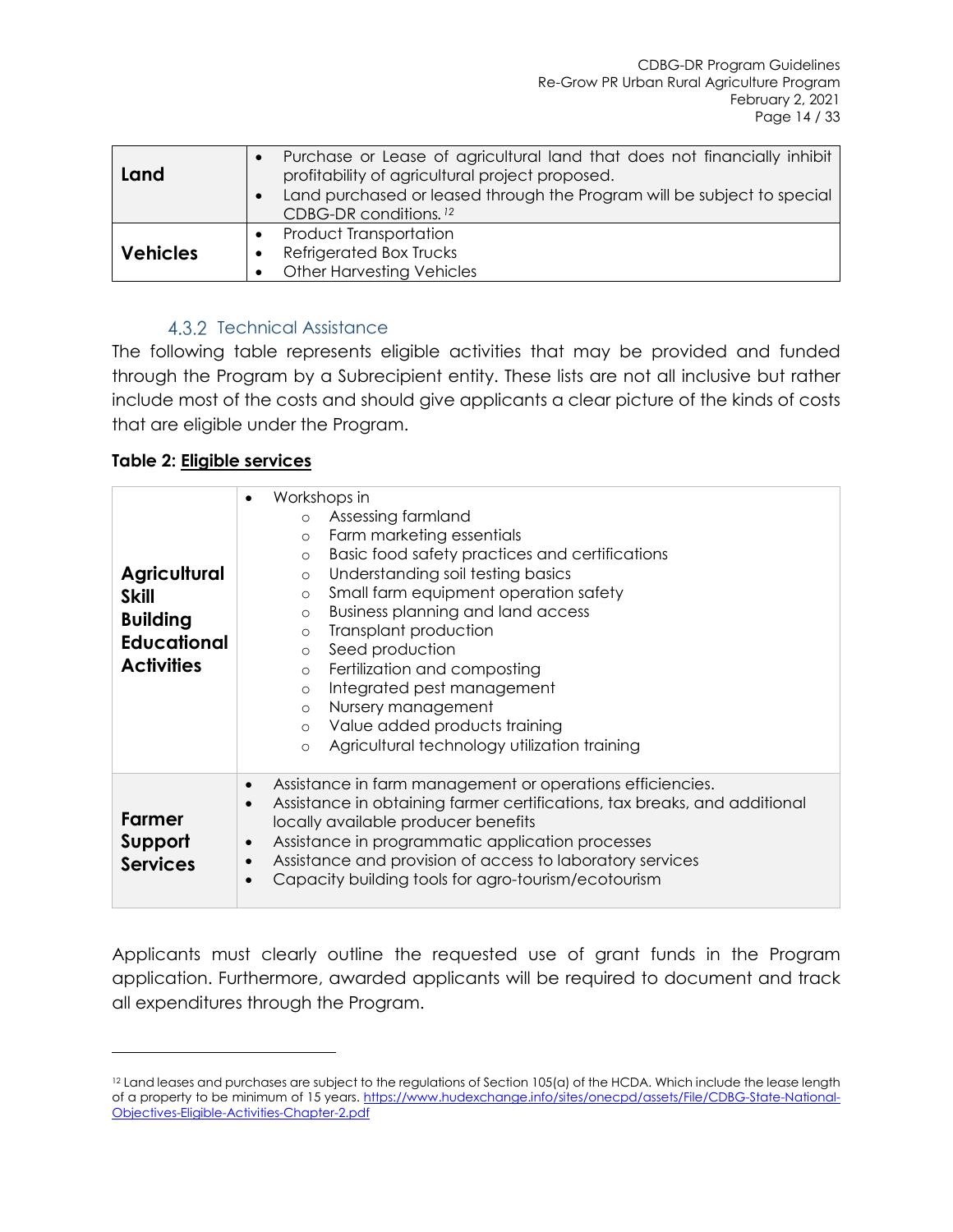| Land | • Purchase or Lease of agricultural land that does not financially inhibit profitability of agricultural project proposed.<br>• Land purchased or leased through the Program will be subject to special CDBG-DR conditions.[12] |
|---|---|
| **Vehicles** | • Product Transportation<br>• Refrigerated Box Trucks<br>• Other Harvesting Vehicles |

### 4.3.2 Technical Assistance

The following table represents eligible activities that may be provided and funded through the Program by a Subrecipient entity. These lists are not all inclusive but rather include most of the costs and should give applicants a clear picture of the kinds of costs that are eligible under the Program.

**Table 2: Eligible services**

| | |
|---|---|
| **Agricultural Skill Building Educational Activities** | • Workshops in<br>  ○ Assessing farmland<br>  ○ Farm marketing essentials<br>  ○ Basic food safety practices and certifications<br>  ○ Understanding soil testing basics<br>  ○ Small farm equipment operation safety<br>  ○ Business planning and land access<br>  ○ Transplant production<br>  ○ Seed production<br>  ○ Fertilization and composting<br>  ○ Integrated pest management<br>  ○ Nursery management<br>  ○ Value added products training<br>  ○ Agricultural technology utilization training |
| **Farmer Support Services** | • Assistance in farm management or operations efficiencies.<br>• Assistance in obtaining farmer certifications, tax breaks, and additional locally available producer benefits<br>• Assistance in programmatic application processes<br>• Assistance and provision of access to laboratory services<br>• Capacity building tools for agro-tourism/ecotourism |

Applicants must clearly outline the requested use of grant funds in the Program application. Furthermore, awarded applicants will be required to document and track all expenditures through the Program.

[12] Land leases and purchases are subject to the regulations of Section 105(a) of the HCDA. Which include the lease length of a property to be minimum of 15 years. https://www.hudexchange.info/sites/onecpd/assets/File/CDBG-State-National-Objectives-Eligible-Activities-Chapter-2.pdf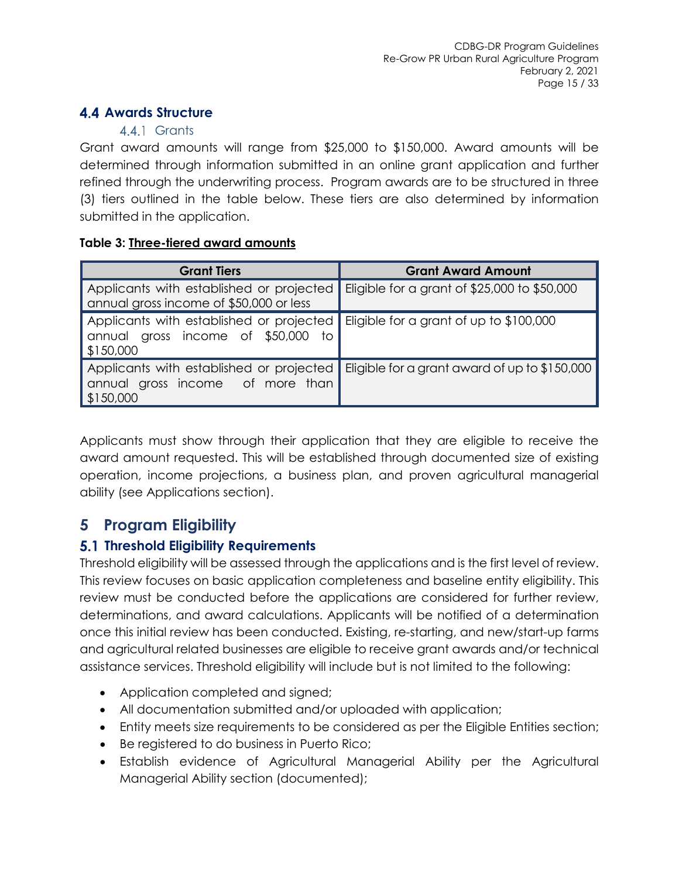## 4.4 Awards Structure

### 4.4.1 Grants

Grant award amounts will range from $25,000 to $150,000. Award amounts will be determined through information submitted in an online grant application and further refined through the underwriting process. Program awards are to be structured in three (3) tiers outlined in the table below. These tiers are also determined by information submitted in the application.

**Table 3: Three-tiered award amounts**

| Grant Tiers | Grant Award Amount |
|---|---|
| Applicants with established or projected annual gross income of $50,000 or less | Eligible for a grant of $25,000 to $50,000 |
| Applicants with established or projected annual gross income of $50,000 to $150,000 | Eligible for a grant of up to $100,000 |
| Applicants with established or projected annual gross income of more than $150,000 | Eligible for a grant award of up to $150,000 |

Applicants must show through their application that they are eligible to receive the award amount requested. This will be established through documented size of existing operation, income projections, a business plan, and proven agricultural managerial ability (see Applications section).

# 5 Program Eligibility

## 5.1 Threshold Eligibility Requirements

Threshold eligibility will be assessed through the applications and is the first level of review. This review focuses on basic application completeness and baseline entity eligibility. This review must be conducted before the applications are considered for further review, determinations, and award calculations. Applicants will be notified of a determination once this initial review has been conducted. Existing, re-starting, and new/start-up farms and agricultural related businesses are eligible to receive grant awards and/or technical assistance services. Threshold eligibility will include but is not limited to the following:

- Application completed and signed;
- All documentation submitted and/or uploaded with application;
- Entity meets size requirements to be considered as per the Eligible Entities section;
- Be registered to do business in Puerto Rico;
- Establish evidence of Agricultural Managerial Ability per the Agricultural Managerial Ability section (documented);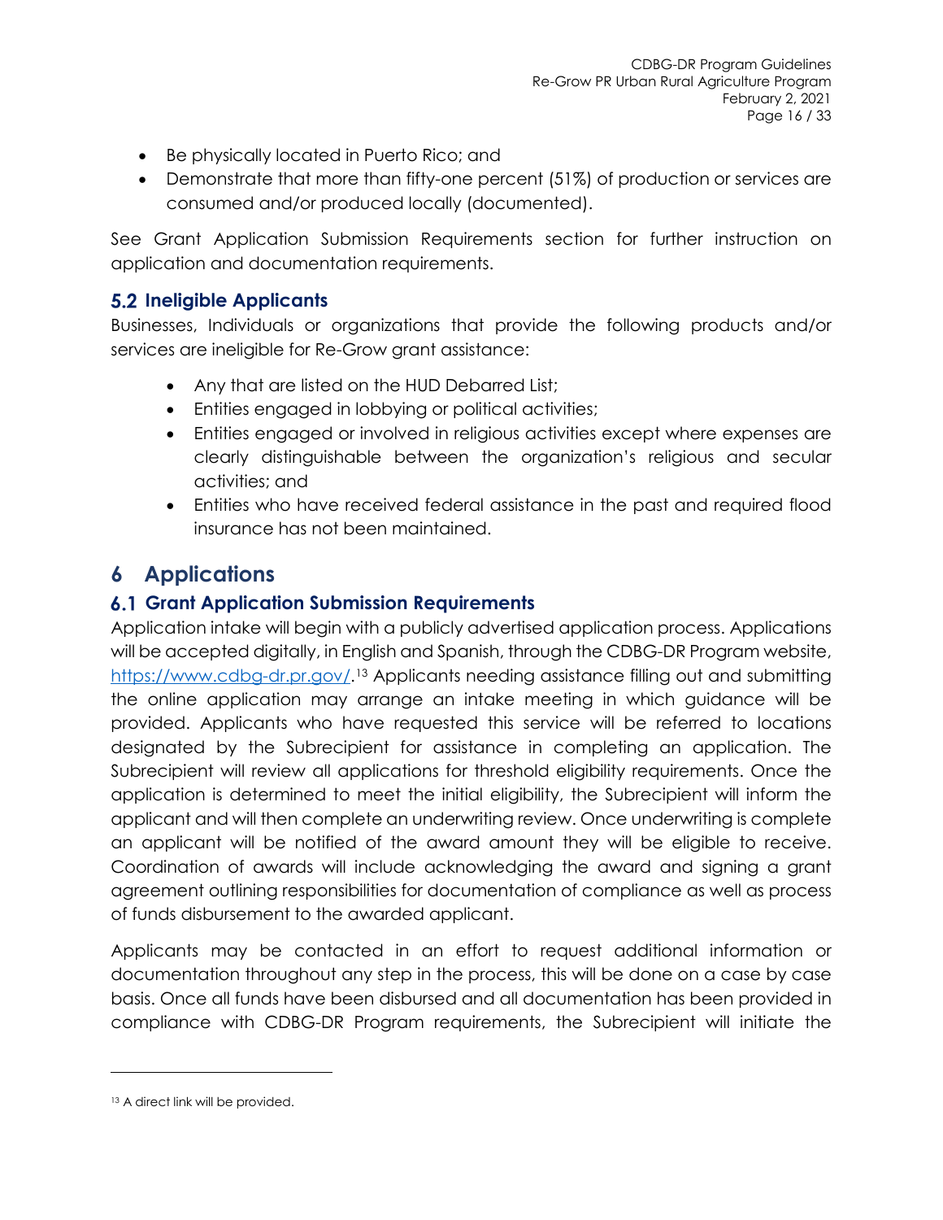- Be physically located in Puerto Rico; and
- Demonstrate that more than fifty-one percent (51%) of production or services are consumed and/or produced locally (documented).

See Grant Application Submission Requirements section for further instruction on application and documentation requirements.

## 5.2 Ineligible Applicants

Businesses, Individuals or organizations that provide the following products and/or services are ineligible for Re-Grow grant assistance:

- Any that are listed on the HUD Debarred List;
- Entities engaged in lobbying or political activities;
- Entities engaged or involved in religious activities except where expenses are clearly distinguishable between the organization's religious and secular activities; and
- Entities who have received federal assistance in the past and required flood insurance has not been maintained.

# 6 Applications

## 6.1 Grant Application Submission Requirements

Application intake will begin with a publicly advertised application process. Applications will be accepted digitally, in English and Spanish, through the CDBG-DR Program website, https://www.cdbg-dr.pr.gov/.[13] Applicants needing assistance filling out and submitting the online application may arrange an intake meeting in which guidance will be provided. Applicants who have requested this service will be referred to locations designated by the Subrecipient for assistance in completing an application. The Subrecipient will review all applications for threshold eligibility requirements. Once the application is determined to meet the initial eligibility, the Subrecipient will inform the applicant and will then complete an underwriting review. Once underwriting is complete an applicant will be notified of the award amount they will be eligible to receive. Coordination of awards will include acknowledging the award and signing a grant agreement outlining responsibilities for documentation of compliance as well as process of funds disbursement to the awarded applicant.

Applicants may be contacted in an effort to request additional information or documentation throughout any step in the process, this will be done on a case by case basis. Once all funds have been disbursed and all documentation has been provided in compliance with CDBG-DR Program requirements, the Subrecipient will initiate the

[13] A direct link will be provided.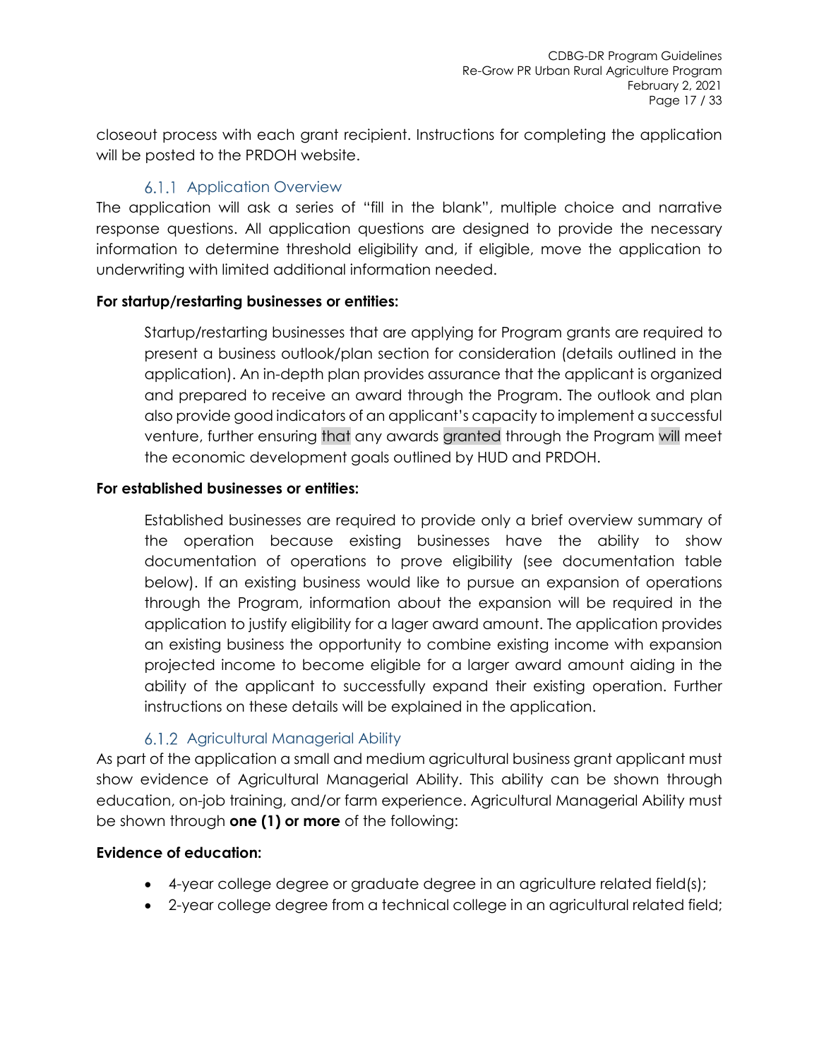closeout process with each grant recipient. Instructions for completing the application will be posted to the PRDOH website.

### 6.1.1 Application Overview

The application will ask a series of "fill in the blank", multiple choice and narrative response questions. All application questions are designed to provide the necessary information to determine threshold eligibility and, if eligible, move the application to underwriting with limited additional information needed.

**For startup/restarting businesses or entities:**

> Startup/restarting businesses that are applying for Program grants are required to present a business outlook/plan section for consideration (details outlined in the application). An in-depth plan provides assurance that the applicant is organized and prepared to receive an award through the Program. The outlook and plan also provide good indicators of an applicant's capacity to implement a successful venture, further ensuring that any awards granted through the Program will meet the economic development goals outlined by HUD and PRDOH.

**For established businesses or entities:**

> Established businesses are required to provide only a brief overview summary of the operation because existing businesses have the ability to show documentation of operations to prove eligibility (see documentation table below). If an existing business would like to pursue an expansion of operations through the Program, information about the expansion will be required in the application to justify eligibility for a lager award amount. The application provides an existing business the opportunity to combine existing income with expansion projected income to become eligible for a larger award amount aiding in the ability of the applicant to successfully expand their existing operation. Further instructions on these details will be explained in the application.

### 6.1.2 Agricultural Managerial Ability

As part of the application a small and medium agricultural business grant applicant must show evidence of Agricultural Managerial Ability. This ability can be shown through education, on-job training, and/or farm experience. Agricultural Managerial Ability must be shown through **one (1) or more** of the following:

**Evidence of education:**

- 4-year college degree or graduate degree in an agriculture related field(s);
- 2-year college degree from a technical college in an agricultural related field;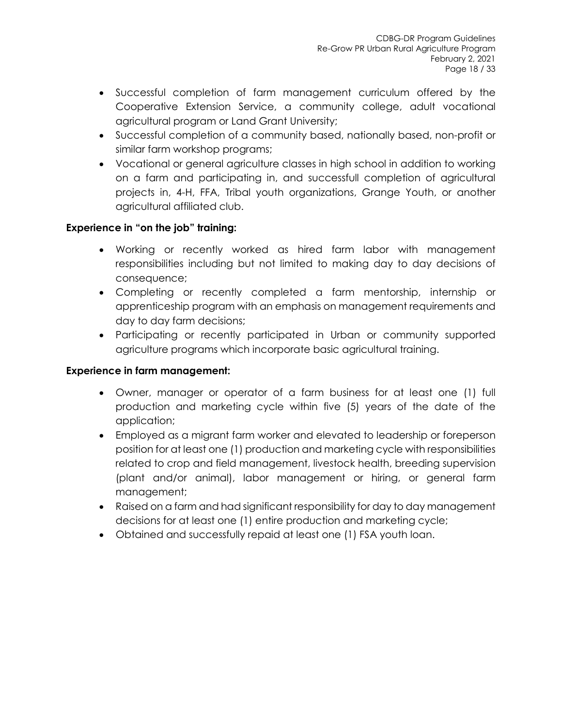- Successful completion of farm management curriculum offered by the Cooperative Extension Service, a community college, adult vocational agricultural program or Land Grant University;
- Successful completion of a community based, nationally based, non-profit or similar farm workshop programs;
- Vocational or general agriculture classes in high school in addition to working on a farm and participating in, and successfull completion of agricultural projects in, 4-H, FFA, Tribal youth organizations, Grange Youth, or another agricultural affiliated club.

**Experience in "on the job" training:**

- Working or recently worked as hired farm labor with management responsibilities including but not limited to making day to day decisions of consequence;
- Completing or recently completed a farm mentorship, internship or apprenticeship program with an emphasis on management requirements and day to day farm decisions;
- Participating or recently participated in Urban or community supported agriculture programs which incorporate basic agricultural training.

**Experience in farm management:**

- Owner, manager or operator of a farm business for at least one (1) full production and marketing cycle within five (5) years of the date of the application;
- Employed as a migrant farm worker and elevated to leadership or foreperson position for at least one (1) production and marketing cycle with responsibilities related to crop and field management, livestock health, breeding supervision (plant and/or animal), labor management or hiring, or general farm management;
- Raised on a farm and had significant responsibility for day to day management decisions for at least one (1) entire production and marketing cycle;
- Obtained and successfully repaid at least one (1) FSA youth loan.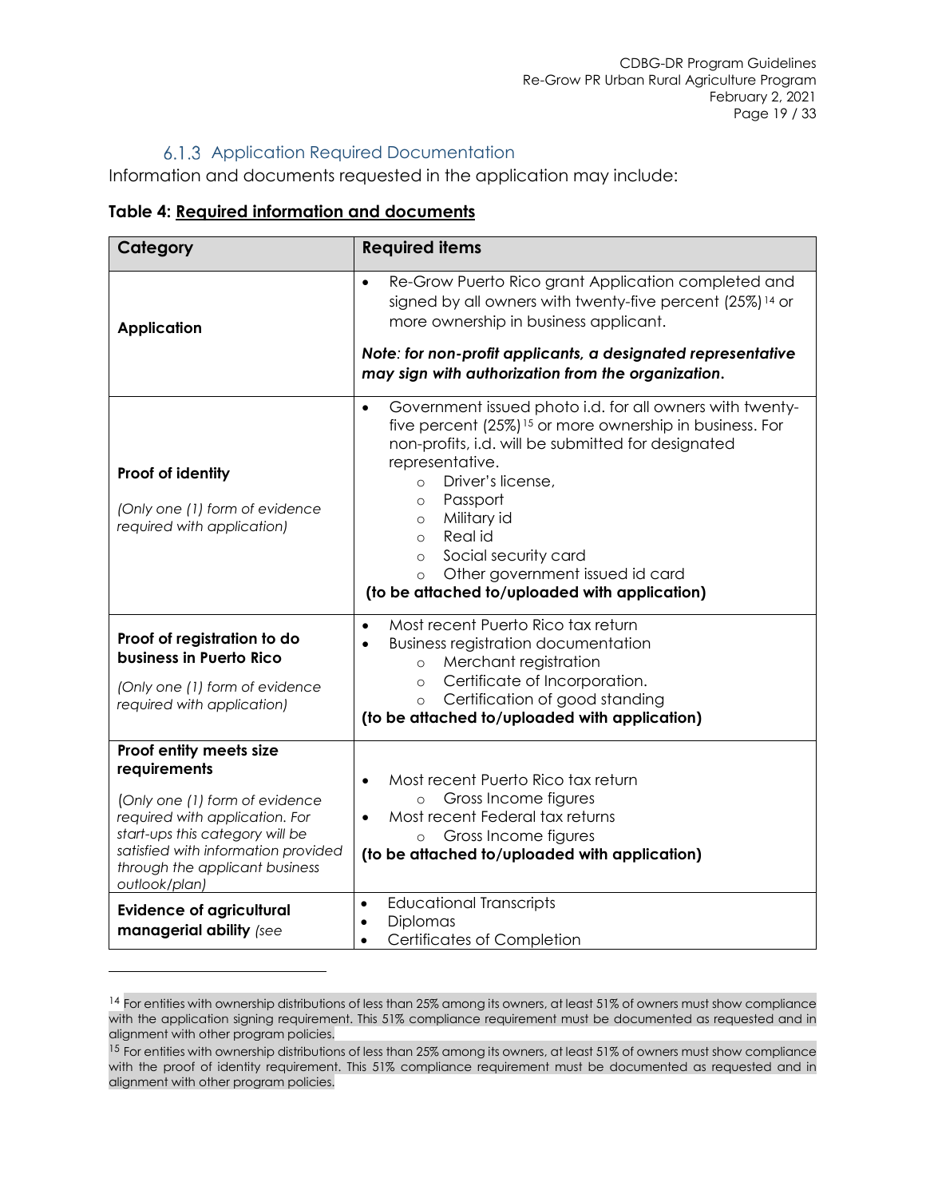### 6.1.3 Application Required Documentation

Information and documents requested in the application may include:

**Table 4: Required information and documents**

| Category | Required items |
|---|---|
| **Application** | • Re-Grow Puerto Rico grant Application completed and signed by all owners with twenty-five percent (25%)[14] or more ownership in business applicant.<br><br>***Note: for non-profit applicants, a designated representative may sign with authorization from the organization.*** |
| **Proof of identity**<br><br>*(Only one (1) form of evidence required with application)* | • Government issued photo i.d. for all owners with twenty-five percent (25%)[15] or more ownership in business. For non-profits, i.d. will be submitted for designated representative.<br>  ◦ Driver's license,<br>  ◦ Passport<br>  ◦ Military id<br>  ◦ Real id<br>  ◦ Social security card<br>  ◦ Other government issued id card<br>**(to be attached to/uploaded with application)** |
| **Proof of registration to do business in Puerto Rico**<br><br>*(Only one (1) form of evidence required with application)* | • Most recent Puerto Rico tax return<br>• Business registration documentation<br>  ◦ Merchant registration<br>  ◦ Certificate of Incorporation.<br>  ◦ Certification of good standing<br>**(to be attached to/uploaded with application)** |
| **Proof entity meets size requirements**<br><br>*(Only one (1) form of evidence required with application. For start-ups this category will be satisfied with information provided through the applicant business outlook/plan)* | • Most recent Puerto Rico tax return<br>  ◦ Gross Income figures<br>• Most recent Federal tax returns<br>  ◦ Gross Income figures<br>**(to be attached to/uploaded with application)** |
| **Evidence of agricultural managerial ability** *(see* | • Educational Transcripts<br>• Diplomas<br>• Certificates of Completion |

[14] For entities with ownership distributions of less than 25% among its owners, at least 51% of owners must show compliance with the application signing requirement. This 51% compliance requirement must be documented as requested and in alignment with other program policies.

[15] For entities with ownership distributions of less than 25% among its owners, at least 51% of owners must show compliance with the proof of identity requirement. This 51% compliance requirement must be documented as requested and in alignment with other program policies.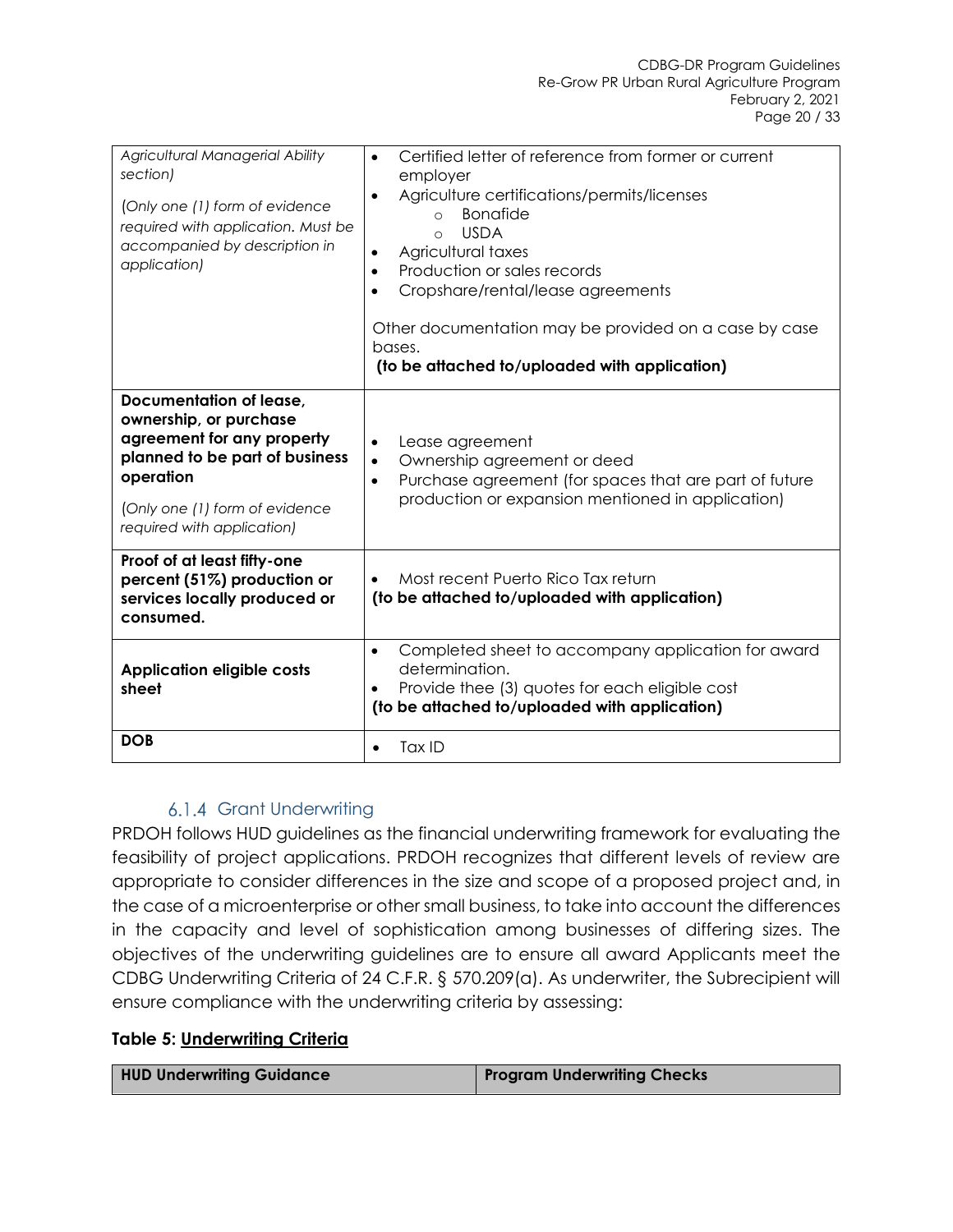| | |
|---|---|
| *Agricultural Managerial Ability section)*<br><br>*(Only one (1) form of evidence required with application. Must be accompanied by description in application)* | • Certified letter of reference from former or current employer<br>• Agriculture certifications/permits/licenses<br>  ○ Bonafide<br>  ○ USDA<br>• Agricultural taxes<br>• Production or sales records<br>• Cropshare/rental/lease agreements<br><br>Other documentation may be provided on a case by case bases.<br>**(to be attached to/uploaded with application)** |
| **Documentation of lease, ownership, or purchase agreement for any property planned to be part of business operation**<br><br>*(Only one (1) form of evidence required with application)* | • Lease agreement<br>• Ownership agreement or deed<br>• Purchase agreement (for spaces that are part of future production or expansion mentioned in application) |
| **Proof of at least fifty-one percent (51%) production or services locally produced or consumed.** | • Most recent Puerto Rico Tax return<br>**(to be attached to/uploaded with application)** |
| **Application eligible costs sheet** | • Completed sheet to accompany application for award determination.<br>• Provide thee (3) quotes for each eligible cost<br>**(to be attached to/uploaded with application)** |
| **DOB** | • Tax ID |

### 6.1.4 Grant Underwriting

PRDOH follows HUD guidelines as the financial underwriting framework for evaluating the feasibility of project applications. PRDOH recognizes that different levels of review are appropriate to consider differences in the size and scope of a proposed project and, in the case of a microenterprise or other small business, to take into account the differences in the capacity and level of sophistication among businesses of differing sizes. The objectives of the underwriting guidelines are to ensure all award Applicants meet the CDBG Underwriting Criteria of 24 C.F.R. § 570.209(a). As underwriter, the Subrecipient will ensure compliance with the underwriting criteria by assessing:

**Table 5: Underwriting Criteria**

| HUD Underwriting Guidance | Program Underwriting Checks |
|---|---|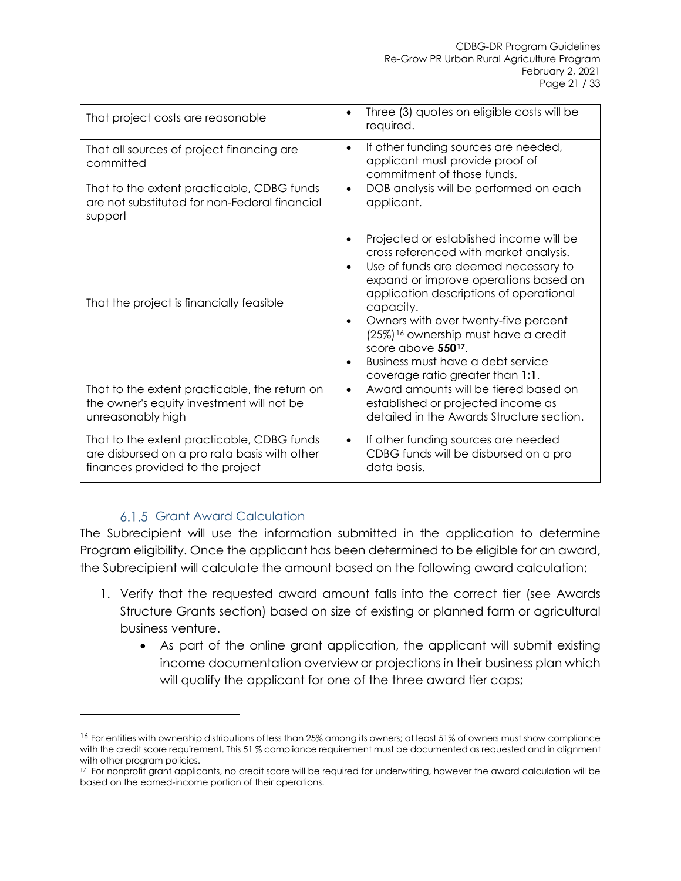| | |
|---|---|
| That project costs are reasonable | • Three (3) quotes on eligible costs will be required. |
| That all sources of project financing are committed | • If other funding sources are needed, applicant must provide proof of commitment of those funds. |
| That to the extent practicable, CDBG funds are not substituted for non-Federal financial support | • DOB analysis will be performed on each applicant. |
| That the project is financially feasible | • Projected or established income will be cross referenced with market analysis.<br>• Use of funds are deemed necessary to expand or improve operations based on application descriptions of operational capacity.<br>• Owners with over twenty-five percent (25%)[16] ownership must have a credit score above **550**[17].<br>• Business must have a debt service coverage ratio greater than **1:1**. |
| That to the extent practicable, the return on the owner's equity investment will not be unreasonably high | • Award amounts will be tiered based on established or projected income as detailed in the Awards Structure section. |
| That to the extent practicable, CDBG funds are disbursed on a pro rata basis with other finances provided to the project | • If other funding sources are needed CDBG funds will be disbursed on a pro data basis. |

### 6.1.5 Grant Award Calculation

The Subrecipient will use the information submitted in the application to determine Program eligibility. Once the applicant has been determined to be eligible for an award, the Subrecipient will calculate the amount based on the following award calculation:

1. Verify that the requested award amount falls into the correct tier (see Awards Structure Grants section) based on size of existing or planned farm or agricultural business venture.
    - As part of the online grant application, the applicant will submit existing income documentation overview or projections in their business plan which will qualify the applicant for one of the three award tier caps;

---

[16] For entities with ownership distributions of less than 25% among its owners; at least 51% of owners must show compliance with the credit score requirement. This 51 % compliance requirement must be documented as requested and in alignment with other program policies.

[17] For nonprofit grant applicants, no credit score will be required for underwriting, however the award calculation will be based on the earned-income portion of their operations.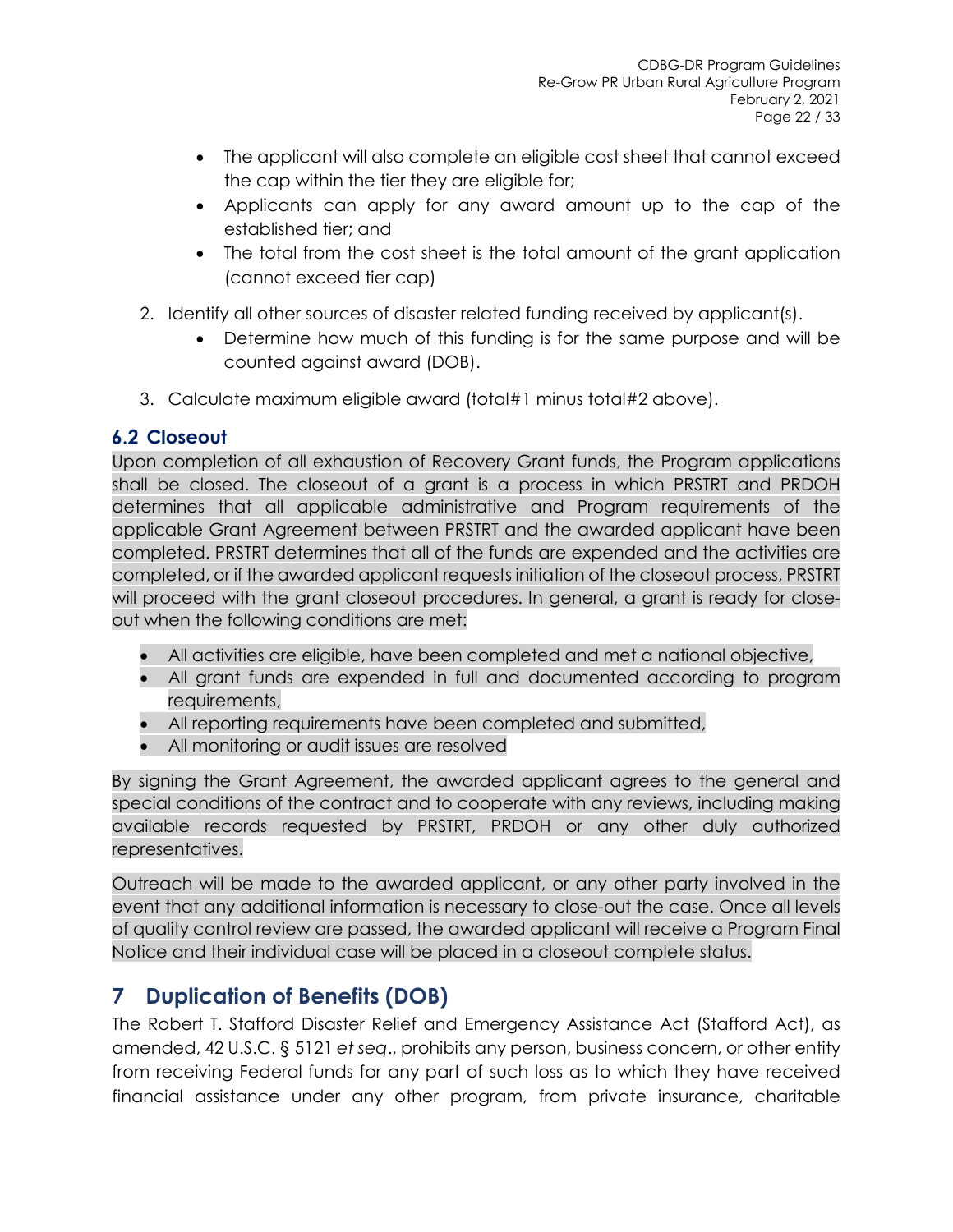- The applicant will also complete an eligible cost sheet that cannot exceed the cap within the tier they are eligible for;
- Applicants can apply for any award amount up to the cap of the established tier; and
- The total from the cost sheet is the total amount of the grant application (cannot exceed tier cap)

2. Identify all other sources of disaster related funding received by applicant(s).
   - Determine how much of this funding is for the same purpose and will be counted against award (DOB).
3. Calculate maximum eligible award (total#1 minus total#2 above).

### 6.2 Closeout

Upon completion of all exhaustion of Recovery Grant funds, the Program applications shall be closed. The closeout of a grant is a process in which PRSTRT and PRDOH determines that all applicable administrative and Program requirements of the applicable Grant Agreement between PRSTRT and the awarded applicant have been completed. PRSTRT determines that all of the funds are expended and the activities are completed, or if the awarded applicant requests initiation of the closeout process, PRSTRT will proceed with the grant closeout procedures. In general, a grant is ready for close-out when the following conditions are met:

- All activities are eligible, have been completed and met a national objective,
- All grant funds are expended in full and documented according to program requirements,
- All reporting requirements have been completed and submitted,
- All monitoring or audit issues are resolved

By signing the Grant Agreement, the awarded applicant agrees to the general and special conditions of the contract and to cooperate with any reviews, including making available records requested by PRSTRT, PRDOH or any other duly authorized representatives.

Outreach will be made to the awarded applicant, or any other party involved in the event that any additional information is necessary to close-out the case. Once all levels of quality control review are passed, the awarded applicant will receive a Program Final Notice and their individual case will be placed in a closeout complete status.

## 7 Duplication of Benefits (DOB)

The Robert T. Stafford Disaster Relief and Emergency Assistance Act (Stafford Act), as amended, 42 U.S.C. § 5121 *et seq*., prohibits any person, business concern, or other entity from receiving Federal funds for any part of such loss as to which they have received financial assistance under any other program, from private insurance, charitable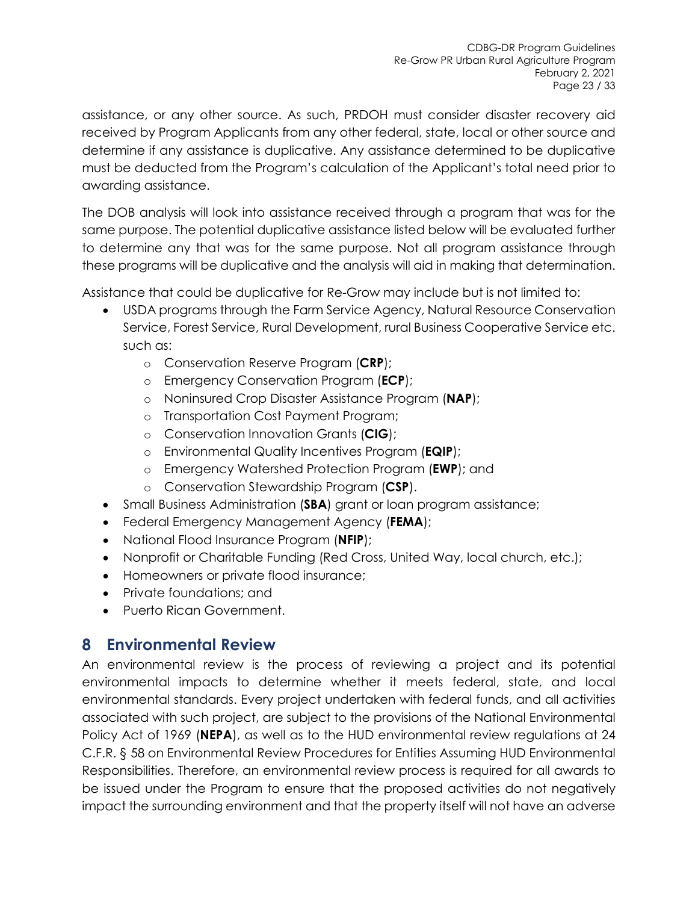assistance, or any other source. As such, PRDOH must consider disaster recovery aid received by Program Applicants from any other federal, state, local or other source and determine if any assistance is duplicative. Any assistance determined to be duplicative must be deducted from the Program's calculation of the Applicant's total need prior to awarding assistance.

The DOB analysis will look into assistance received through a program that was for the same purpose. The potential duplicative assistance listed below will be evaluated further to determine any that was for the same purpose. Not all program assistance through these programs will be duplicative and the analysis will aid in making that determination.

Assistance that could be duplicative for Re-Grow may include but is not limited to:

- USDA programs through the Farm Service Agency, Natural Resource Conservation Service, Forest Service, Rural Development, rural Business Cooperative Service etc. such as:
  - Conservation Reserve Program (**CRP**);
  - Emergency Conservation Program (**ECP**);
  - Noninsured Crop Disaster Assistance Program (**NAP**);
  - Transportation Cost Payment Program;
  - Conservation Innovation Grants (**CIG**);
  - Environmental Quality Incentives Program (**EQIP**);
  - Emergency Watershed Protection Program (**EWP**); and
  - Conservation Stewardship Program (**CSP**).
- Small Business Administration (**SBA**) grant or loan program assistance;
- Federal Emergency Management Agency (**FEMA**);
- National Flood Insurance Program (**NFIP**);
- Nonprofit or Charitable Funding (Red Cross, United Way, local church, etc.);
- Homeowners or private flood insurance;
- Private foundations; and
- Puerto Rican Government.

# 8 Environmental Review

An environmental review is the process of reviewing a project and its potential environmental impacts to determine whether it meets federal, state, and local environmental standards. Every project undertaken with federal funds, and all activities associated with such project, are subject to the provisions of the National Environmental Policy Act of 1969 (**NEPA**), as well as to the HUD environmental review regulations at 24 C.F.R. § 58 on Environmental Review Procedures for Entities Assuming HUD Environmental Responsibilities. Therefore, an environmental review process is required for all awards to be issued under the Program to ensure that the proposed activities do not negatively impact the surrounding environment and that the property itself will not have an adverse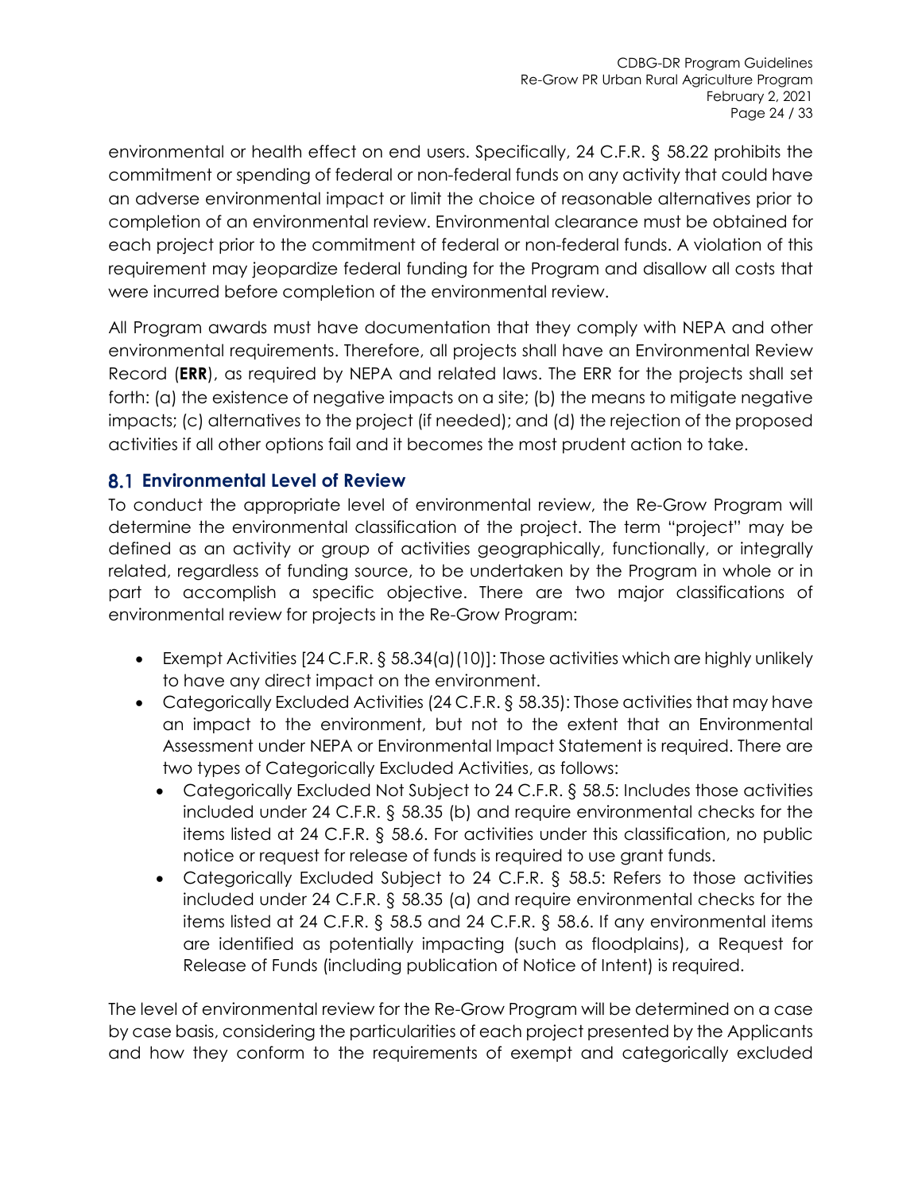environmental or health effect on end users. Specifically, 24 C.F.R. § 58.22 prohibits the commitment or spending of federal or non-federal funds on any activity that could have an adverse environmental impact or limit the choice of reasonable alternatives prior to completion of an environmental review. Environmental clearance must be obtained for each project prior to the commitment of federal or non-federal funds. A violation of this requirement may jeopardize federal funding for the Program and disallow all costs that were incurred before completion of the environmental review.

All Program awards must have documentation that they comply with NEPA and other environmental requirements. Therefore, all projects shall have an Environmental Review Record (**ERR**), as required by NEPA and related laws. The ERR for the projects shall set forth: (a) the existence of negative impacts on a site; (b) the means to mitigate negative impacts; (c) alternatives to the project (if needed); and (d) the rejection of the proposed activities if all other options fail and it becomes the most prudent action to take.

## 8.1 Environmental Level of Review

To conduct the appropriate level of environmental review, the Re-Grow Program will determine the environmental classification of the project. The term "project" may be defined as an activity or group of activities geographically, functionally, or integrally related, regardless of funding source, to be undertaken by the Program in whole or in part to accomplish a specific objective. There are two major classifications of environmental review for projects in the Re-Grow Program:

- Exempt Activities [24 C.F.R. § 58.34(a)(10)]: Those activities which are highly unlikely to have any direct impact on the environment.
- Categorically Excluded Activities (24 C.F.R. § 58.35): Those activities that may have an impact to the environment, but not to the extent that an Environmental Assessment under NEPA or Environmental Impact Statement is required. There are two types of Categorically Excluded Activities, as follows:
  - Categorically Excluded Not Subject to 24 C.F.R. § 58.5: Includes those activities included under 24 C.F.R. § 58.35 (b) and require environmental checks for the items listed at 24 C.F.R. § 58.6. For activities under this classification, no public notice or request for release of funds is required to use grant funds.
  - Categorically Excluded Subject to 24 C.F.R. § 58.5: Refers to those activities included under 24 C.F.R. § 58.35 (a) and require environmental checks for the items listed at 24 C.F.R. § 58.5 and 24 C.F.R. § 58.6. If any environmental items are identified as potentially impacting (such as floodplains), a Request for Release of Funds (including publication of Notice of Intent) is required.

The level of environmental review for the Re-Grow Program will be determined on a case by case basis, considering the particularities of each project presented by the Applicants and how they conform to the requirements of exempt and categorically excluded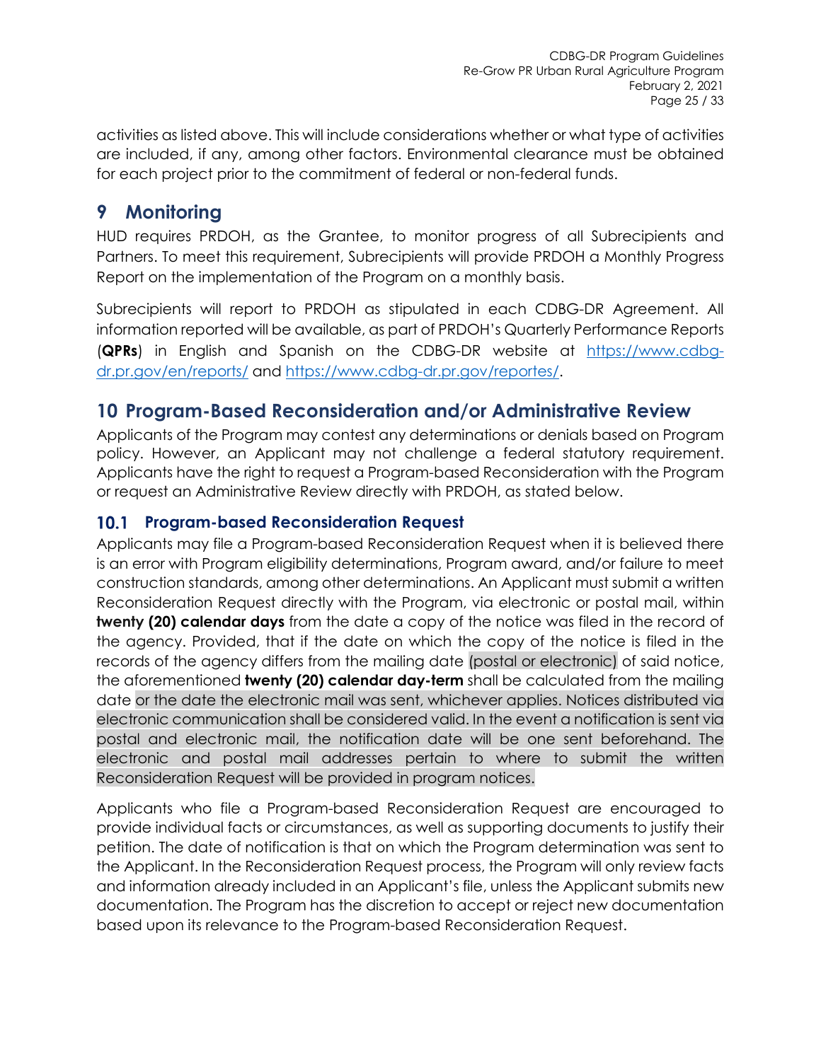activities as listed above. This will include considerations whether or what type of activities are included, if any, among other factors. Environmental clearance must be obtained for each project prior to the commitment of federal or non-federal funds.

# 9 Monitoring

HUD requires PRDOH, as the Grantee, to monitor progress of all Subrecipients and Partners. To meet this requirement, Subrecipients will provide PRDOH a Monthly Progress Report on the implementation of the Program on a monthly basis.

Subrecipients will report to PRDOH as stipulated in each CDBG-DR Agreement. All information reported will be available, as part of PRDOH's Quarterly Performance Reports (**QPRs**) in English and Spanish on the CDBG-DR website at [https://www.cdbg-dr.pr.gov/en/reports/](https://www.cdbg-dr.pr.gov/en/reports/) and [https://www.cdbg-dr.pr.gov/reportes/](https://www.cdbg-dr.pr.gov/reportes/).

# 10 Program-Based Reconsideration and/or Administrative Review

Applicants of the Program may contest any determinations or denials based on Program policy. However, an Applicant may not challenge a federal statutory requirement. Applicants have the right to request a Program-based Reconsideration with the Program or request an Administrative Review directly with PRDOH, as stated below.

## 10.1 Program-based Reconsideration Request

Applicants may file a Program-based Reconsideration Request when it is believed there is an error with Program eligibility determinations, Program award, and/or failure to meet construction standards, among other determinations. An Applicant must submit a written Reconsideration Request directly with the Program, via electronic or postal mail, within **twenty (20) calendar days** from the date a copy of the notice was filed in the record of the agency. Provided, that if the date on which the copy of the notice is filed in the records of the agency differs from the mailing date (postal or electronic) of said notice, the aforementioned **twenty (20) calendar day-term** shall be calculated from the mailing date or the date the electronic mail was sent, whichever applies. Notices distributed via electronic communication shall be considered valid. In the event a notification is sent via postal and electronic mail, the notification date will be one sent beforehand. The electronic and postal mail addresses pertain to where to submit the written Reconsideration Request will be provided in program notices.

Applicants who file a Program-based Reconsideration Request are encouraged to provide individual facts or circumstances, as well as supporting documents to justify their petition. The date of notification is that on which the Program determination was sent to the Applicant. In the Reconsideration Request process, the Program will only review facts and information already included in an Applicant's file, unless the Applicant submits new documentation. The Program has the discretion to accept or reject new documentation based upon its relevance to the Program-based Reconsideration Request.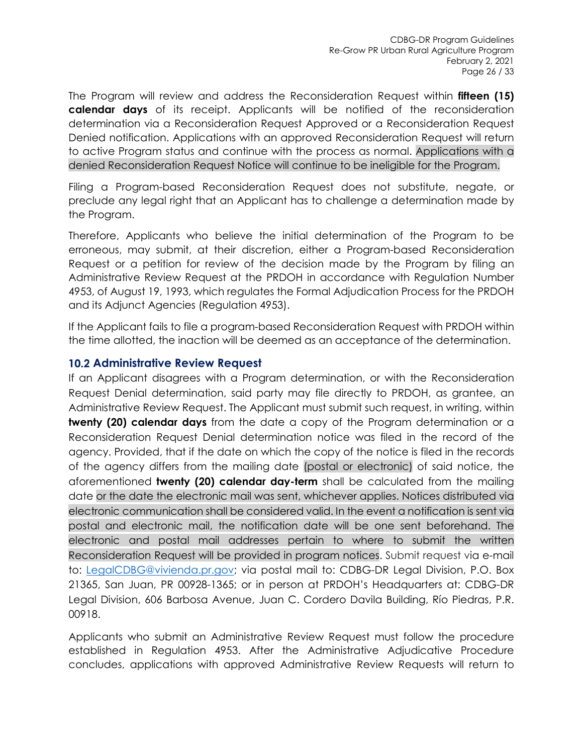The Program will review and address the Reconsideration Request within **fifteen (15) calendar days** of its receipt. Applicants will be notified of the reconsideration determination via a Reconsideration Request Approved or a Reconsideration Request Denied notification. Applications with an approved Reconsideration Request will return to active Program status and continue with the process as normal. Applications with a denied Reconsideration Request Notice will continue to be ineligible for the Program.

Filing a Program-based Reconsideration Request does not substitute, negate, or preclude any legal right that an Applicant has to challenge a determination made by the Program.

Therefore, Applicants who believe the initial determination of the Program to be erroneous, may submit, at their discretion, either a Program-based Reconsideration Request or a petition for review of the decision made by the Program by filing an Administrative Review Request at the PRDOH in accordance with Regulation Number 4953, of August 19, 1993, which regulates the Formal Adjudication Process for the PRDOH and its Adjunct Agencies (Regulation 4953).

If the Applicant fails to file a program-based Reconsideration Request with PRDOH within the time allotted, the inaction will be deemed as an acceptance of the determination.

## 10.2 Administrative Review Request

If an Applicant disagrees with a Program determination, or with the Reconsideration Request Denial determination, said party may file directly to PRDOH, as grantee, an Administrative Review Request. The Applicant must submit such request, in writing, within **twenty (20) calendar days** from the date a copy of the Program determination or a Reconsideration Request Denial determination notice was filed in the record of the agency. Provided, that if the date on which the copy of the notice is filed in the records of the agency differs from the mailing date (postal or electronic) of said notice, the aforementioned **twenty (20) calendar day-term** shall be calculated from the mailing date or the date the electronic mail was sent, whichever applies. Notices distributed via electronic communication shall be considered valid. In the event a notification is sent via postal and electronic mail, the notification date will be one sent beforehand. The electronic and postal mail addresses pertain to where to submit the written Reconsideration Request will be provided in program notices. Submit request via e-mail to: LegalCDBG@vivienda.pr.gov; via postal mail to: CDBG-DR Legal Division, P.O. Box 21365, San Juan, PR 00928-1365; or in person at PRDOH's Headquarters at: CDBG-DR Legal Division, 606 Barbosa Avenue, Juan C. Cordero Davila Building, Río Piedras, P.R. 00918.

Applicants who submit an Administrative Review Request must follow the procedure established in Regulation 4953. After the Administrative Adjudicative Procedure concludes, applications with approved Administrative Review Requests will return to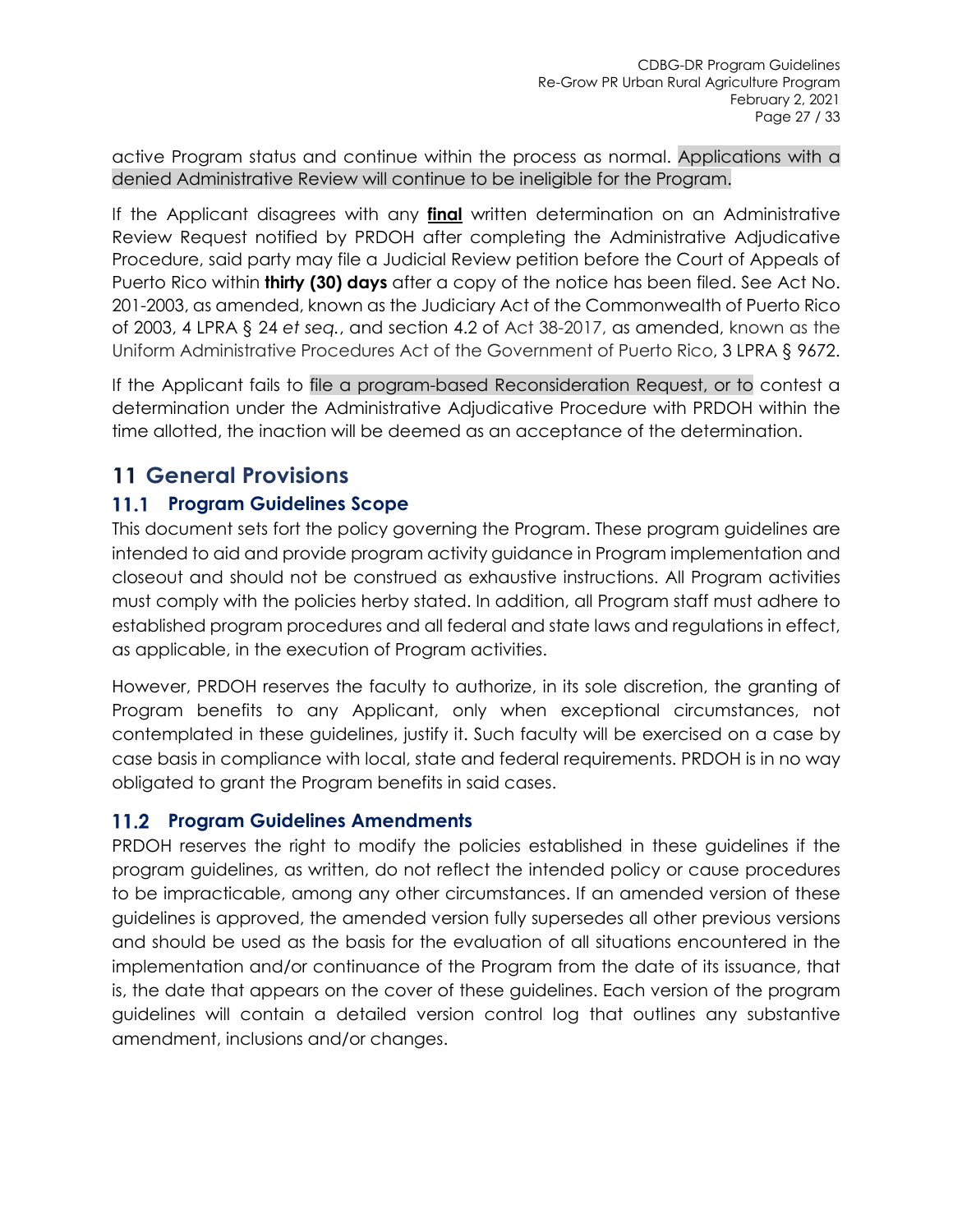active Program status and continue within the process as normal. Applications with a denied Administrative Review will continue to be ineligible for the Program.

If the Applicant disagrees with any **final** written determination on an Administrative Review Request notified by PRDOH after completing the Administrative Adjudicative Procedure, said party may file a Judicial Review petition before the Court of Appeals of Puerto Rico within **thirty (30) days** after a copy of the notice has been filed. See Act No. 201-2003, as amended, known as the Judiciary Act of the Commonwealth of Puerto Rico of 2003, 4 LPRA § 24 *et seq.*, and section 4.2 of Act 38-2017, as amended, known as the Uniform Administrative Procedures Act of the Government of Puerto Rico, 3 LPRA § 9672.

If the Applicant fails to file a program-based Reconsideration Request, or to contest a determination under the Administrative Adjudicative Procedure with PRDOH within the time allotted, the inaction will be deemed as an acceptance of the determination.

# 11 General Provisions

## 11.1 Program Guidelines Scope

This document sets fort the policy governing the Program. These program guidelines are intended to aid and provide program activity guidance in Program implementation and closeout and should not be construed as exhaustive instructions. All Program activities must comply with the policies herby stated. In addition, all Program staff must adhere to established program procedures and all federal and state laws and regulations in effect, as applicable, in the execution of Program activities.

However, PRDOH reserves the faculty to authorize, in its sole discretion, the granting of Program benefits to any Applicant, only when exceptional circumstances, not contemplated in these guidelines, justify it. Such faculty will be exercised on a case by case basis in compliance with local, state and federal requirements. PRDOH is in no way obligated to grant the Program benefits in said cases.

## 11.2 Program Guidelines Amendments

PRDOH reserves the right to modify the policies established in these guidelines if the program guidelines, as written, do not reflect the intended policy or cause procedures to be impracticable, among any other circumstances. If an amended version of these guidelines is approved, the amended version fully supersedes all other previous versions and should be used as the basis for the evaluation of all situations encountered in the implementation and/or continuance of the Program from the date of its issuance, that is, the date that appears on the cover of these guidelines. Each version of the program guidelines will contain a detailed version control log that outlines any substantive amendment, inclusions and/or changes.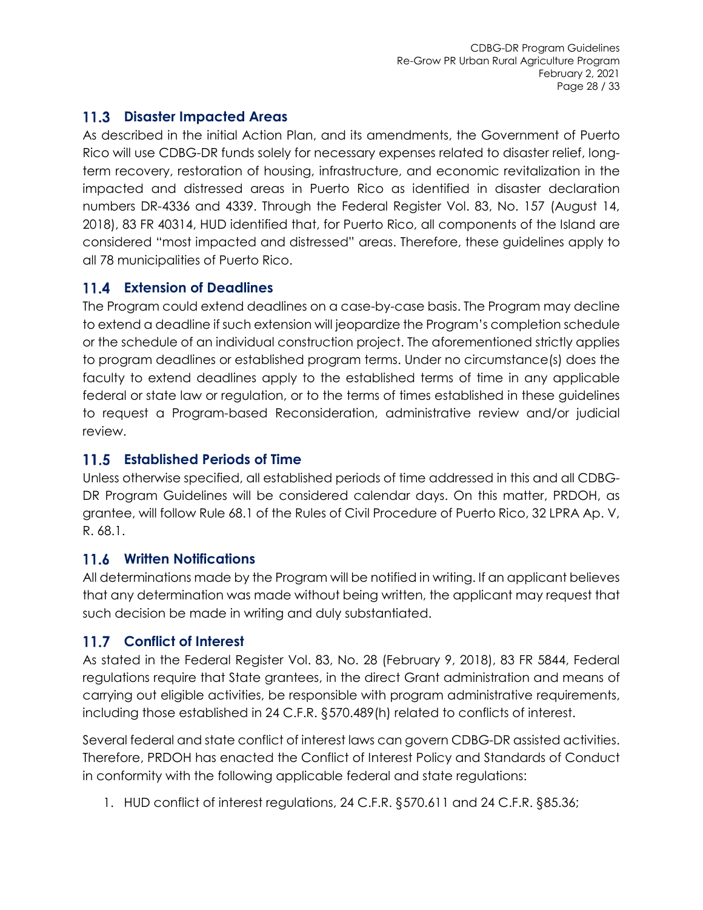## 11.3 Disaster Impacted Areas

As described in the initial Action Plan, and its amendments, the Government of Puerto Rico will use CDBG-DR funds solely for necessary expenses related to disaster relief, long-term recovery, restoration of housing, infrastructure, and economic revitalization in the impacted and distressed areas in Puerto Rico as identified in disaster declaration numbers DR-4336 and 4339. Through the Federal Register Vol. 83, No. 157 (August 14, 2018), 83 FR 40314, HUD identified that, for Puerto Rico, all components of the Island are considered "most impacted and distressed" areas. Therefore, these guidelines apply to all 78 municipalities of Puerto Rico.

## 11.4 Extension of Deadlines

The Program could extend deadlines on a case-by-case basis. The Program may decline to extend a deadline if such extension will jeopardize the Program's completion schedule or the schedule of an individual construction project. The aforementioned strictly applies to program deadlines or established program terms. Under no circumstance(s) does the faculty to extend deadlines apply to the established terms of time in any applicable federal or state law or regulation, or to the terms of times established in these guidelines to request a Program-based Reconsideration, administrative review and/or judicial review.

## 11.5 Established Periods of Time

Unless otherwise specified, all established periods of time addressed in this and all CDBG-DR Program Guidelines will be considered calendar days. On this matter, PRDOH, as grantee, will follow Rule 68.1 of the Rules of Civil Procedure of Puerto Rico, 32 LPRA Ap. V, R. 68.1.

## 11.6 Written Notifications

All determinations made by the Program will be notified in writing. If an applicant believes that any determination was made without being written, the applicant may request that such decision be made in writing and duly substantiated.

## 11.7 Conflict of Interest

As stated in the Federal Register Vol. 83, No. 28 (February 9, 2018), 83 FR 5844, Federal regulations require that State grantees, in the direct Grant administration and means of carrying out eligible activities, be responsible with program administrative requirements, including those established in 24 C.F.R. §570.489(h) related to conflicts of interest.

Several federal and state conflict of interest laws can govern CDBG-DR assisted activities. Therefore, PRDOH has enacted the Conflict of Interest Policy and Standards of Conduct in conformity with the following applicable federal and state regulations:

1. HUD conflict of interest regulations, 24 C.F.R. §570.611 and 24 C.F.R. §85.36;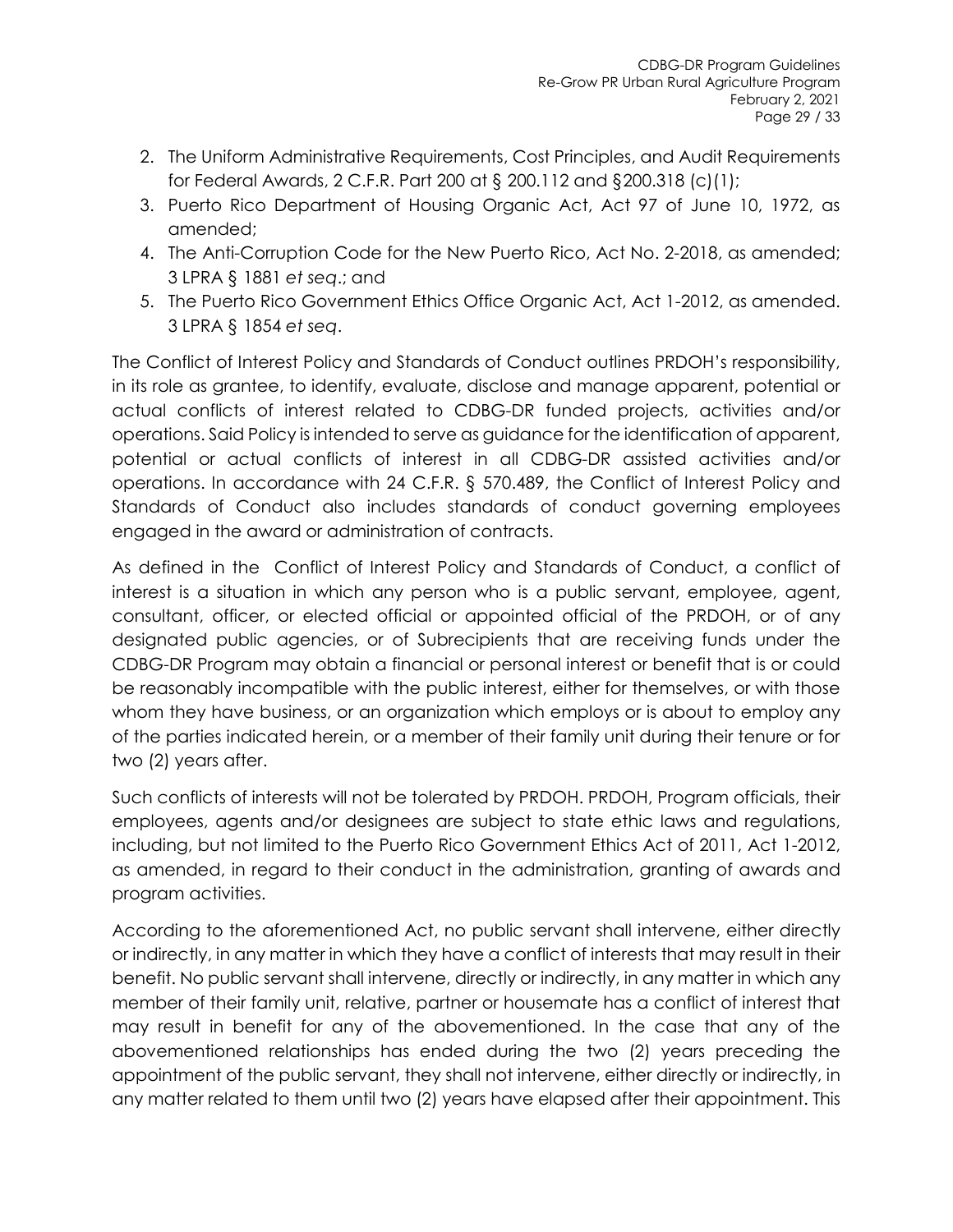2. The Uniform Administrative Requirements, Cost Principles, and Audit Requirements for Federal Awards, 2 C.F.R. Part 200 at § 200.112 and §200.318 (c)(1);
3. Puerto Rico Department of Housing Organic Act, Act 97 of June 10, 1972, as amended;
4. The Anti-Corruption Code for the New Puerto Rico, Act No. 2-2018, as amended; 3 LPRA § 1881 *et seq*.; and
5. The Puerto Rico Government Ethics Office Organic Act, Act 1-2012, as amended. 3 LPRA § 1854 *et seq*.

The Conflict of Interest Policy and Standards of Conduct outlines PRDOH's responsibility, in its role as grantee, to identify, evaluate, disclose and manage apparent, potential or actual conflicts of interest related to CDBG-DR funded projects, activities and/or operations. Said Policy is intended to serve as guidance for the identification of apparent, potential or actual conflicts of interest in all CDBG-DR assisted activities and/or operations. In accordance with 24 C.F.R. § 570.489, the Conflict of Interest Policy and Standards of Conduct also includes standards of conduct governing employees engaged in the award or administration of contracts.

As defined in the Conflict of Interest Policy and Standards of Conduct, a conflict of interest is a situation in which any person who is a public servant, employee, agent, consultant, officer, or elected official or appointed official of the PRDOH, or of any designated public agencies, or of Subrecipients that are receiving funds under the CDBG-DR Program may obtain a financial or personal interest or benefit that is or could be reasonably incompatible with the public interest, either for themselves, or with those whom they have business, or an organization which employs or is about to employ any of the parties indicated herein, or a member of their family unit during their tenure or for two (2) years after.

Such conflicts of interests will not be tolerated by PRDOH. PRDOH, Program officials, their employees, agents and/or designees are subject to state ethic laws and regulations, including, but not limited to the Puerto Rico Government Ethics Act of 2011, Act 1-2012, as amended, in regard to their conduct in the administration, granting of awards and program activities.

According to the aforementioned Act, no public servant shall intervene, either directly or indirectly, in any matter in which they have a conflict of interests that may result in their benefit. No public servant shall intervene, directly or indirectly, in any matter in which any member of their family unit, relative, partner or housemate has a conflict of interest that may result in benefit for any of the abovementioned. In the case that any of the abovementioned relationships has ended during the two (2) years preceding the appointment of the public servant, they shall not intervene, either directly or indirectly, in any matter related to them until two (2) years have elapsed after their appointment. This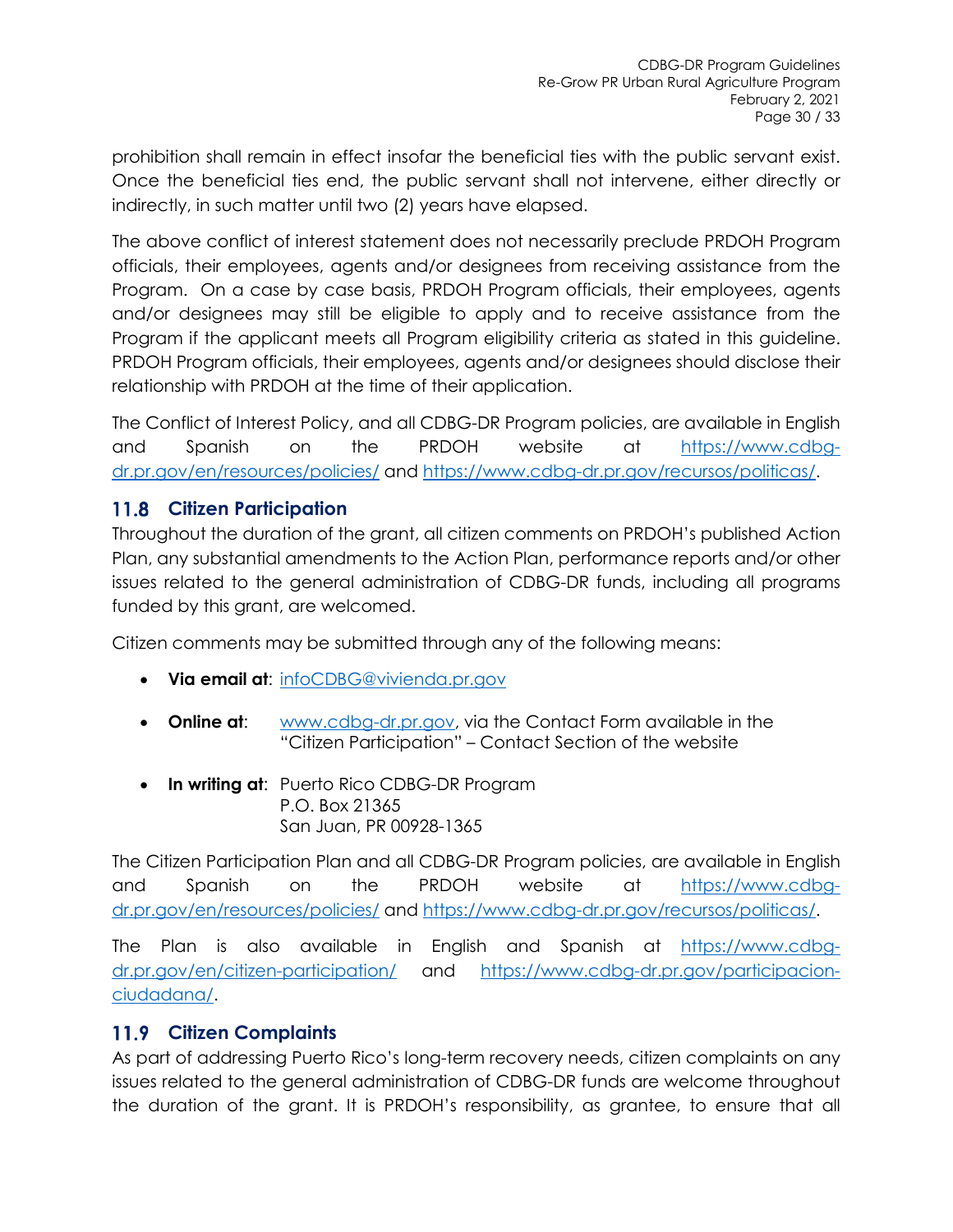prohibition shall remain in effect insofar the beneficial ties with the public servant exist. Once the beneficial ties end, the public servant shall not intervene, either directly or indirectly, in such matter until two (2) years have elapsed.

The above conflict of interest statement does not necessarily preclude PRDOH Program officials, their employees, agents and/or designees from receiving assistance from the Program. On a case by case basis, PRDOH Program officials, their employees, agents and/or designees may still be eligible to apply and to receive assistance from the Program if the applicant meets all Program eligibility criteria as stated in this guideline. PRDOH Program officials, their employees, agents and/or designees should disclose their relationship with PRDOH at the time of their application.

The Conflict of Interest Policy, and all CDBG-DR Program policies, are available in English and Spanish on the PRDOH website at https://www.cdbg-dr.pr.gov/en/resources/policies/ and https://www.cdbg-dr.pr.gov/recursos/politicas/.

## 11.8 Citizen Participation

Throughout the duration of the grant, all citizen comments on PRDOH's published Action Plan, any substantial amendments to the Action Plan, performance reports and/or other issues related to the general administration of CDBG-DR funds, including all programs funded by this grant, are welcomed.

Citizen comments may be submitted through any of the following means:

- **Via email at**: infoCDBG@vivienda.pr.gov
- **Online at**: www.cdbg-dr.pr.gov, via the Contact Form available in the "Citizen Participation" – Contact Section of the website
- **In writing at**: Puerto Rico CDBG-DR Program
  P.O. Box 21365
  San Juan, PR 00928-1365

The Citizen Participation Plan and all CDBG-DR Program policies, are available in English and Spanish on the PRDOH website at https://www.cdbg-dr.pr.gov/en/resources/policies/ and https://www.cdbg-dr.pr.gov/recursos/politicas/.

The Plan is also available in English and Spanish at https://www.cdbg-dr.pr.gov/en/citizen-participation/ and https://www.cdbg-dr.pr.gov/participacion-ciudadana/.

## 11.9 Citizen Complaints

As part of addressing Puerto Rico's long-term recovery needs, citizen complaints on any issues related to the general administration of CDBG-DR funds are welcome throughout the duration of the grant. It is PRDOH's responsibility, as grantee, to ensure that all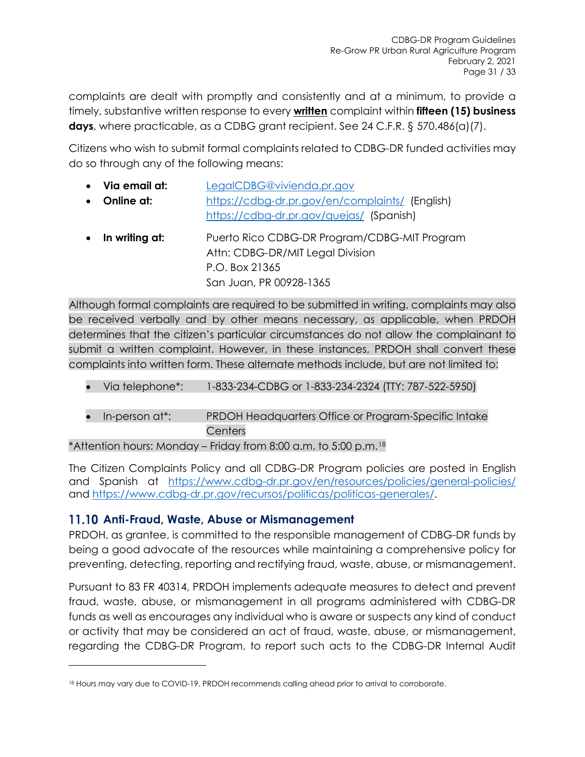complaints are dealt with promptly and consistently and at a minimum, to provide a timely, substantive written response to every **written** complaint within **fifteen (15) business days**, where practicable, as a CDBG grant recipient. See 24 C.F.R. § 570.486(a)(7).

Citizens who wish to submit formal complaints related to CDBG-DR funded activities may do so through any of the following means:

- **Via email at:** LegalCDBG@vivienda.pr.gov
- **Online at:** https://cdbg-dr.pr.gov/en/complaints/ (English)
  https://cdbg-dr.pr.gov/quejas/ (Spanish)
- **In writing at:** Puerto Rico CDBG-DR Program/CDBG-MIT Program
  Attn: CDBG-DR/MIT Legal Division
  P.O. Box 21365
  San Juan, PR 00928-1365

Although formal complaints are required to be submitted in writing, complaints may also be received verbally and by other means necessary, as applicable, when PRDOH determines that the citizen's particular circumstances do not allow the complainant to submit a written complaint. However, in these instances, PRDOH shall convert these complaints into written form. These alternate methods include, but are not limited to:

- Via telephone*: 1-833-234-CDBG or 1-833-234-2324 (TTY: 787-522-5950)
- In-person at*: PRDOH Headquarters Office or Program-Specific Intake Centers

*Attention hours: Monday – Friday from 8:00 a.m. to 5:00 p.m.[18]

The Citizen Complaints Policy and all CDBG-DR Program policies are posted in English and Spanish at https://www.cdbg-dr.pr.gov/en/resources/policies/general-policies/ and https://www.cdbg-dr.pr.gov/recursos/politicas/politicas-generales/.

## 11.10 Anti-Fraud, Waste, Abuse or Mismanagement

PRDOH, as grantee, is committed to the responsible management of CDBG-DR funds by being a good advocate of the resources while maintaining a comprehensive policy for preventing, detecting, reporting and rectifying fraud, waste, abuse, or mismanagement.

Pursuant to 83 FR 40314, PRDOH implements adequate measures to detect and prevent fraud, waste, abuse, or mismanagement in all programs administered with CDBG-DR funds as well as encourages any individual who is aware or suspects any kind of conduct or activity that may be considered an act of fraud, waste, abuse, or mismanagement, regarding the CDBG-DR Program, to report such acts to the CDBG-DR Internal Audit

[18] Hours may vary due to COVID-19. PRDOH recommends calling ahead prior to arrival to corroborate.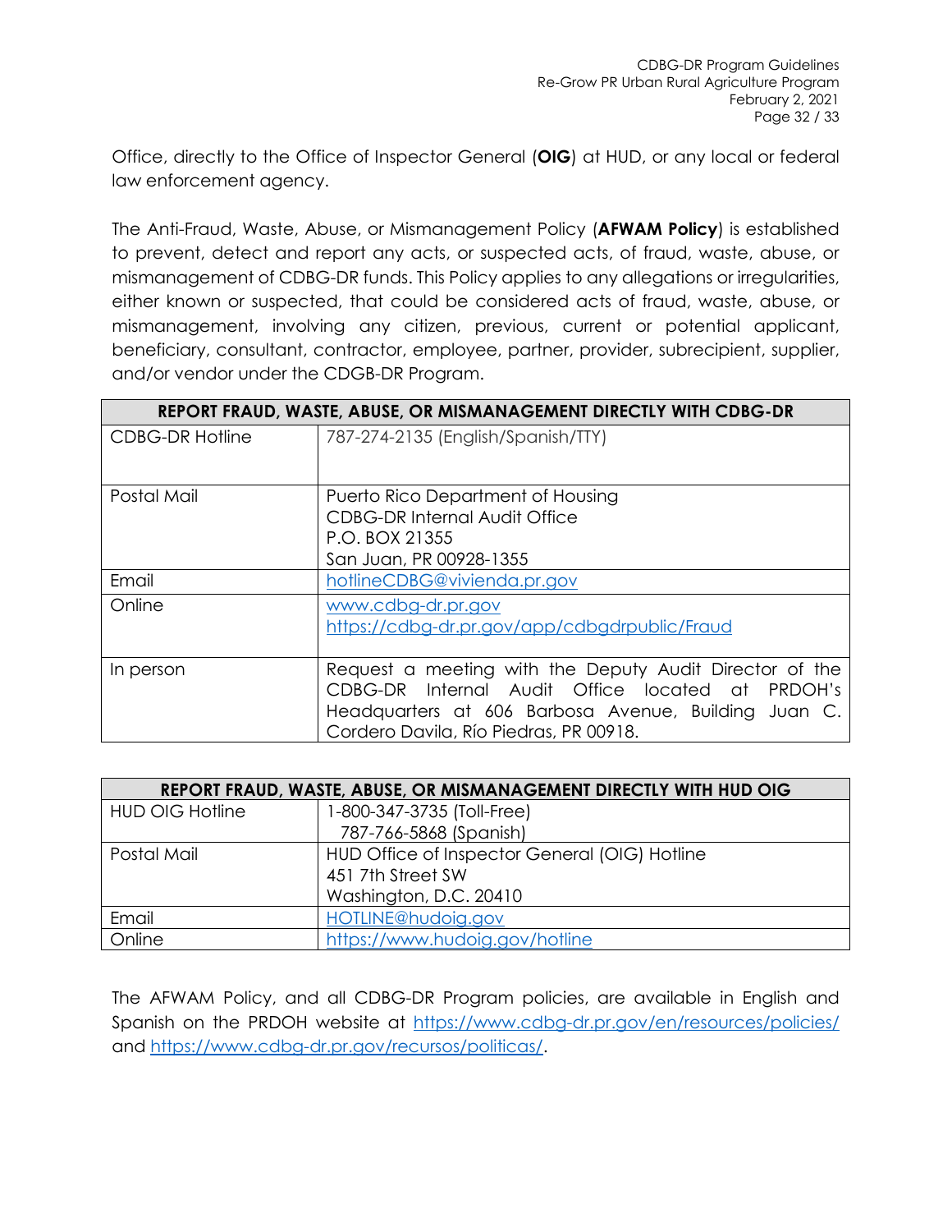Office, directly to the Office of Inspector General (**OIG**) at HUD, or any local or federal law enforcement agency.

The Anti-Fraud, Waste, Abuse, or Mismanagement Policy (**AFWAM Policy**) is established to prevent, detect and report any acts, or suspected acts, of fraud, waste, abuse, or mismanagement of CDBG-DR funds. This Policy applies to any allegations or irregularities, either known or suspected, that could be considered acts of fraud, waste, abuse, or mismanagement, involving any citizen, previous, current or potential applicant, beneficiary, consultant, contractor, employee, partner, provider, subrecipient, supplier, and/or vendor under the CDGB-DR Program.

| REPORT FRAUD, WASTE, ABUSE, OR MISMANAGEMENT DIRECTLY WITH CDBG-DR | |
|---|---|
| CDBG-DR Hotline | 787-274-2135 (English/Spanish/TTY) |
| Postal Mail | Puerto Rico Department of Housing<br>CDBG-DR Internal Audit Office<br>P.O. BOX 21355<br>San Juan, PR 00928-1355 |
| Email | hotlineCDBG@vivienda.pr.gov |
| Online | www.cdbg-dr.pr.gov<br>https://cdbg-dr.pr.gov/app/cdbgdrpublic/Fraud |
| In person | Request a meeting with the Deputy Audit Director of the CDBG-DR Internal Audit Office located at PRDOH's Headquarters at 606 Barbosa Avenue, Building Juan C. Cordero Davila, Río Piedras, PR 00918. |

| REPORT FRAUD, WASTE, ABUSE, OR MISMANAGEMENT DIRECTLY WITH HUD OIG | |
|---|---|
| HUD OIG Hotline | 1-800-347-3735 (Toll-Free)<br>787-766-5868 (Spanish) |
| Postal Mail | HUD Office of Inspector General (OIG) Hotline<br>451 7th Street SW<br>Washington, D.C. 20410 |
| Email | HOTLINE@hudoig.gov |
| Online | https://www.hudoig.gov/hotline |

The AFWAM Policy, and all CDBG-DR Program policies, are available in English and Spanish on the PRDOH website at https://www.cdbg-dr.pr.gov/en/resources/policies/ and https://www.cdbg-dr.pr.gov/recursos/politicas/.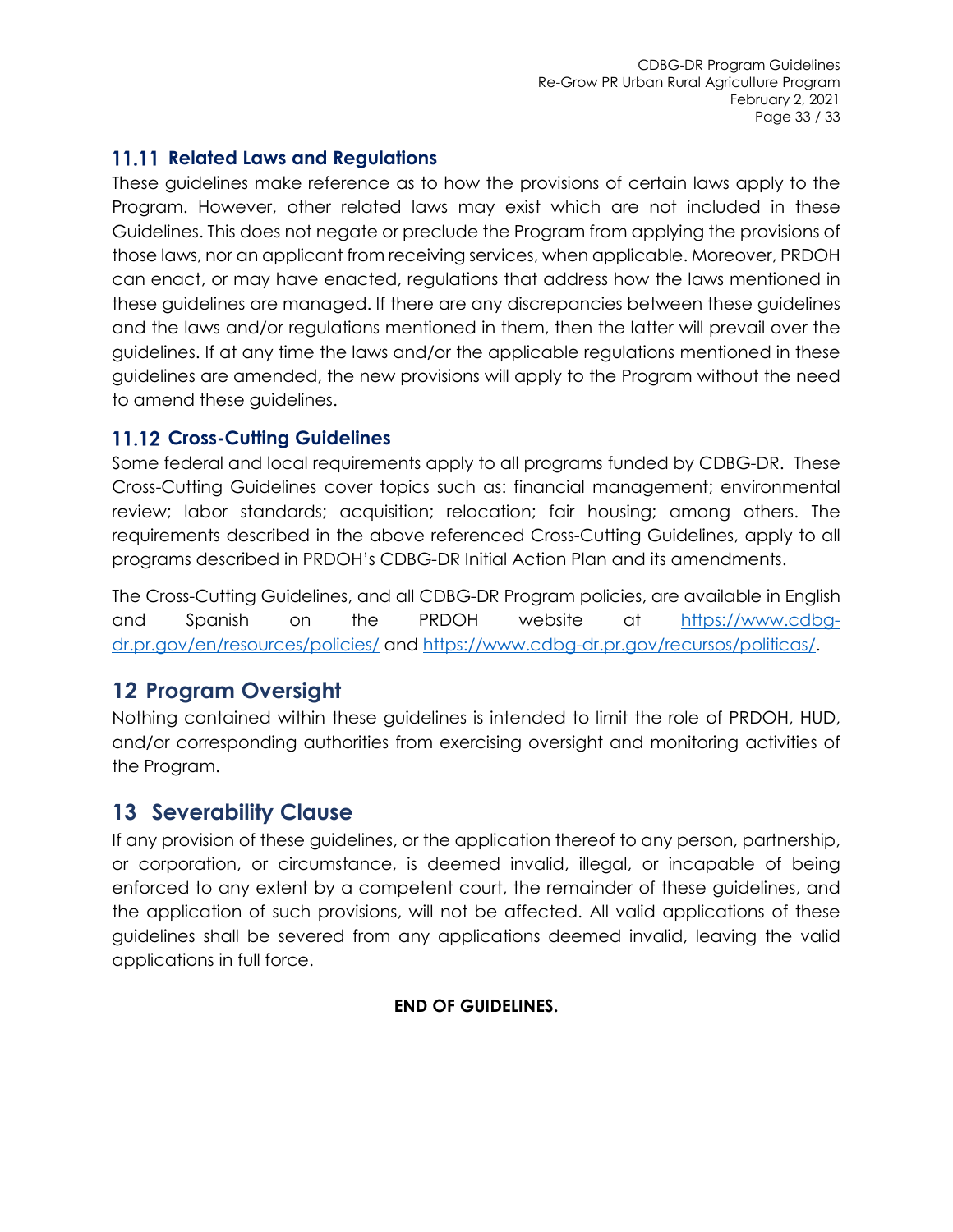### 11.11 Related Laws and Regulations

These guidelines make reference as to how the provisions of certain laws apply to the Program. However, other related laws may exist which are not included in these Guidelines. This does not negate or preclude the Program from applying the provisions of those laws, nor an applicant from receiving services, when applicable. Moreover, PRDOH can enact, or may have enacted, regulations that address how the laws mentioned in these guidelines are managed. If there are any discrepancies between these guidelines and the laws and/or regulations mentioned in them, then the latter will prevail over the guidelines. If at any time the laws and/or the applicable regulations mentioned in these guidelines are amended, the new provisions will apply to the Program without the need to amend these guidelines.

### 11.12 Cross-Cutting Guidelines

Some federal and local requirements apply to all programs funded by CDBG-DR. These Cross-Cutting Guidelines cover topics such as: financial management; environmental review; labor standards; acquisition; relocation; fair housing; among others. The requirements described in the above referenced Cross-Cutting Guidelines, apply to all programs described in PRDOH's CDBG-DR Initial Action Plan and its amendments.

The Cross-Cutting Guidelines, and all CDBG-DR Program policies, are available in English and Spanish on the PRDOH website at https://www.cdbg-dr.pr.gov/en/resources/policies/ and https://www.cdbg-dr.pr.gov/recursos/politicas/.

## 12 Program Oversight

Nothing contained within these guidelines is intended to limit the role of PRDOH, HUD, and/or corresponding authorities from exercising oversight and monitoring activities of the Program.

## 13 Severability Clause

If any provision of these guidelines, or the application thereof to any person, partnership, or corporation, or circumstance, is deemed invalid, illegal, or incapable of being enforced to any extent by a competent court, the remainder of these guidelines, and the application of such provisions, will not be affected. All valid applications of these guidelines shall be severed from any applications deemed invalid, leaving the valid applications in full force.

**END OF GUIDELINES.**